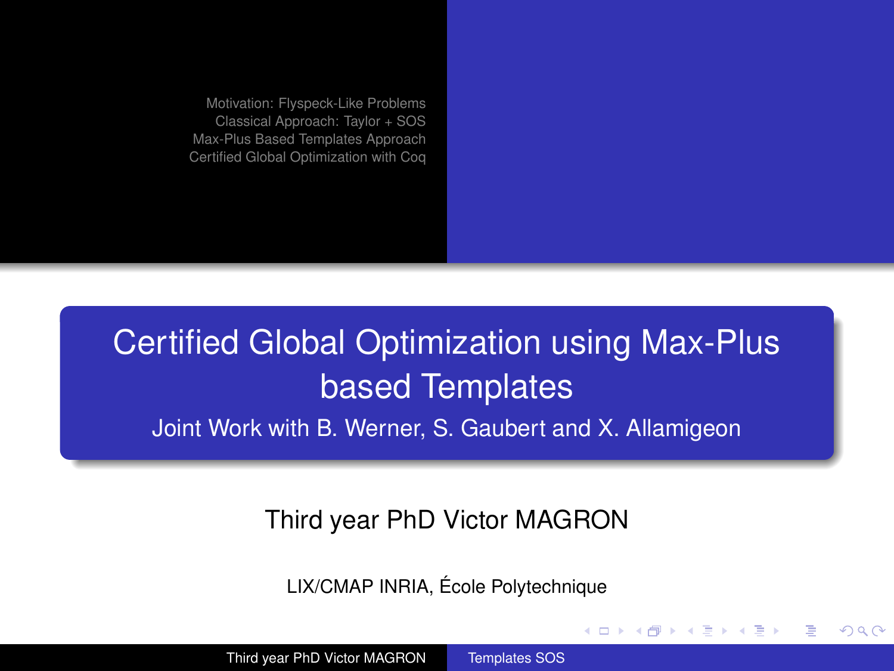# Certified Global Optimization using Max-Plus based Templates

Joint Work with B. Werner, S. Gaubert and X. Allamigeon

Third year PhD Victor MAGRON

LIX/CMAP INRIA, École Polytechnique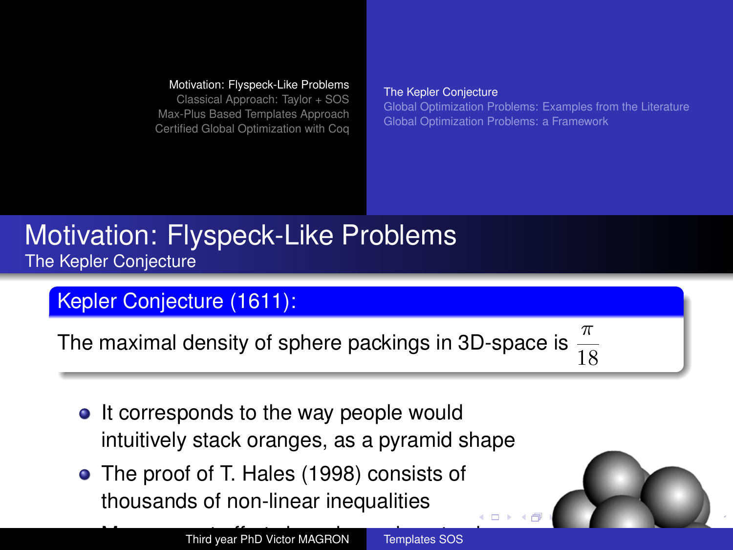# Motivation: Flyspeck-Like Problems

## The Kepler Conjecture

**Kepler Conjecture (1611):**

The maximal density of sphere packings in 3D-space is $\frac{\pi}{\sqrt{18}}$

- It corresponds to the way people would intuitively stack oranges, as a pyramid shape
- The proof of T. Hales (1998) consists of thousands of non-linear inequalities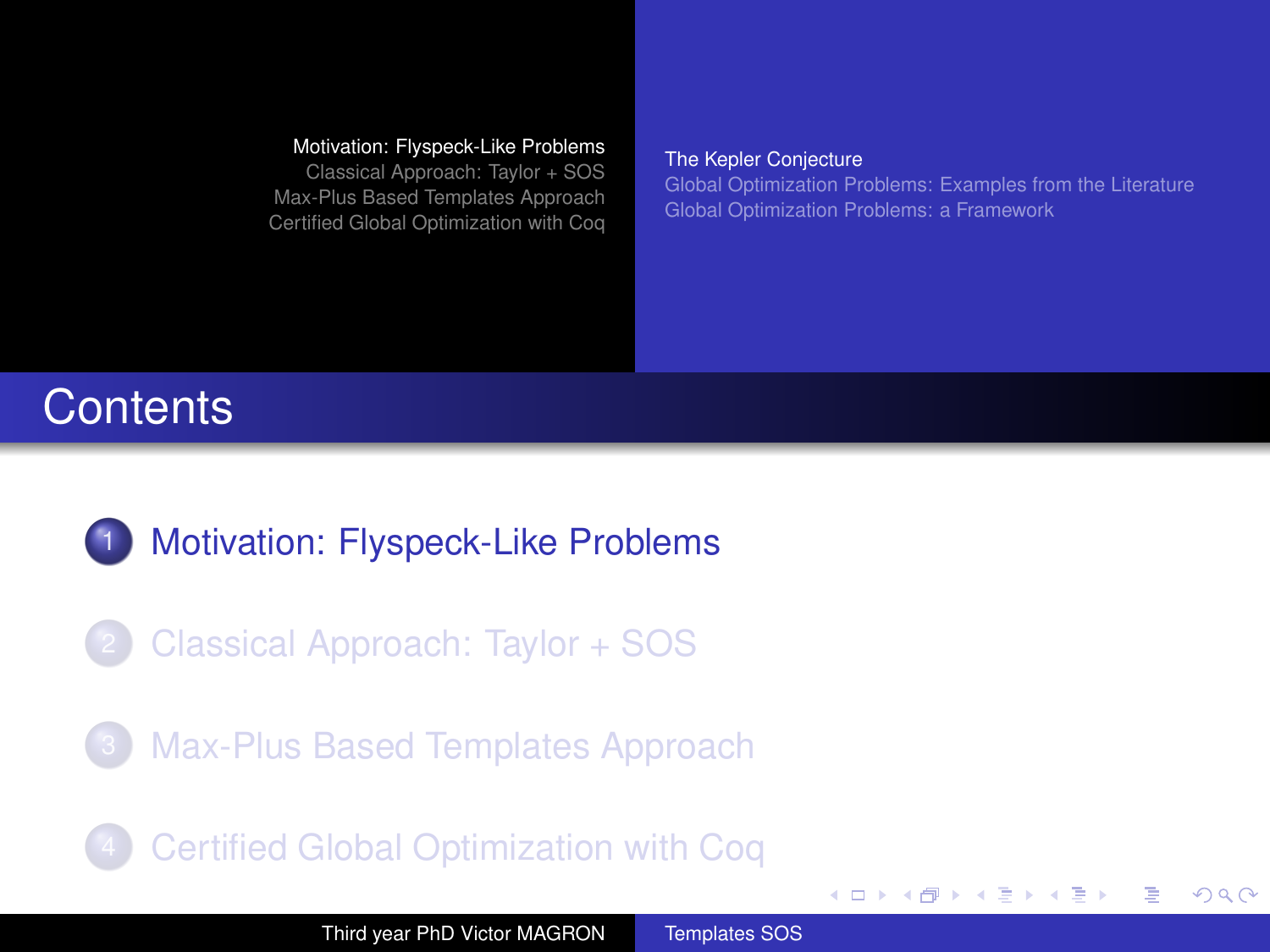# Contents

1. Motivation: Flyspeck-Like Problems
2. Classical Approach: Taylor + SOS
3. Max-Plus Based Templates Approach
4. Certified Global Optimization with Coq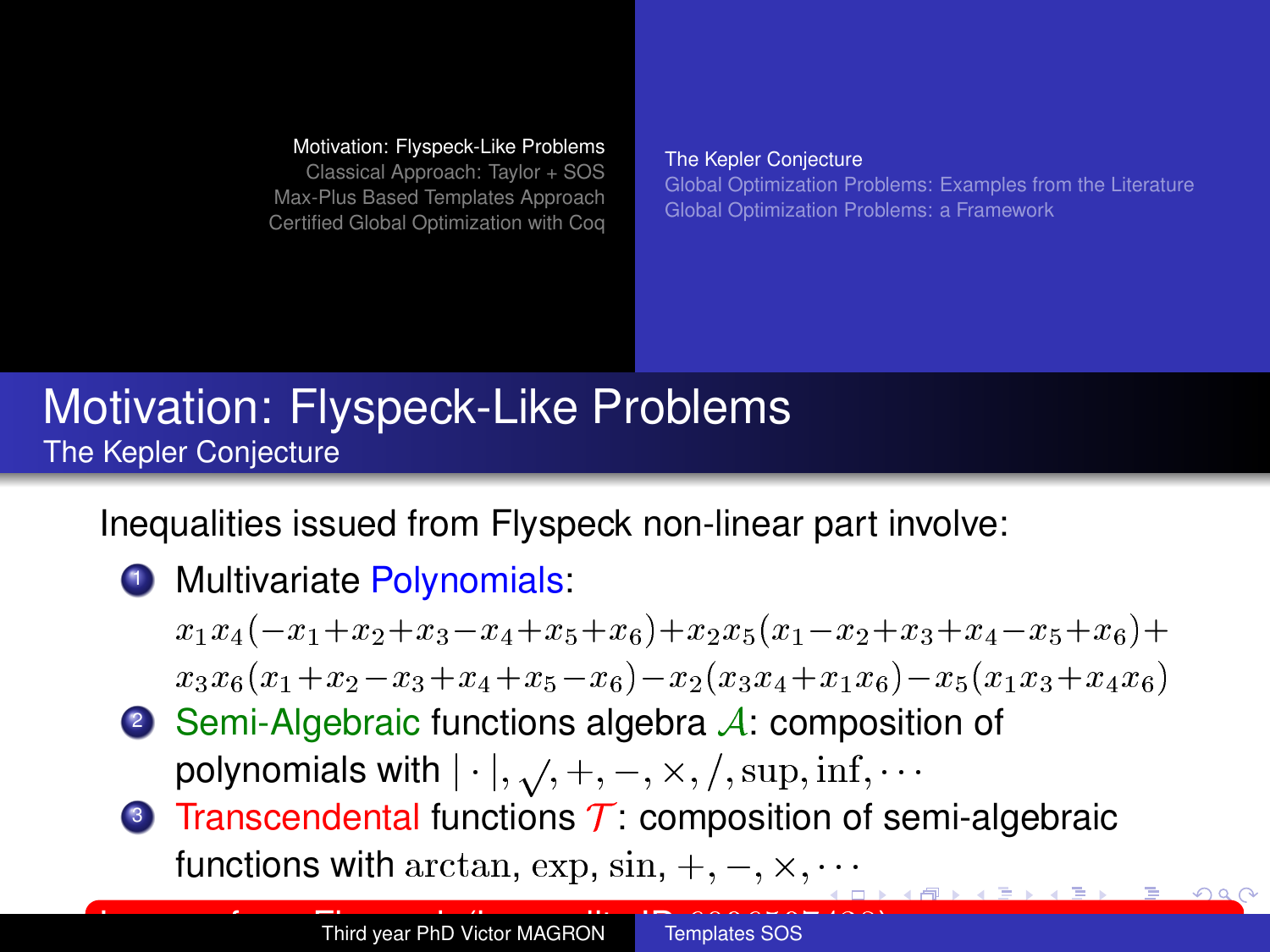# Motivation: Flyspeck-Like Problems

## The Kepler Conjecture

Inequalities issued from Flyspeck non-linear part involve:

1. Multivariate Polynomials:
   $x_1 x_4(-x_1+x_2+x_3-x_4+x_5+x_6)+x_2 x_5(x_1-x_2+x_3+x_4-x_5+x_6)+x_3 x_6(x_1+x_2-x_3+x_4+x_5-x_6)-x_2(x_3 x_4+x_1 x_6)-x_5(x_1 x_3+x_4 x_6)$
2. Semi-Algebraic functions algebra $\mathcal{A}$: composition of polynomials with $|\cdot|, \sqrt{}, +, -, \times, /, \sup, \inf, \cdots$
3. Transcendental functions $\mathcal{T}$: composition of semi-algebraic functions with $\arctan$, $\exp$, $\sin$, $+, -, \times, \cdots$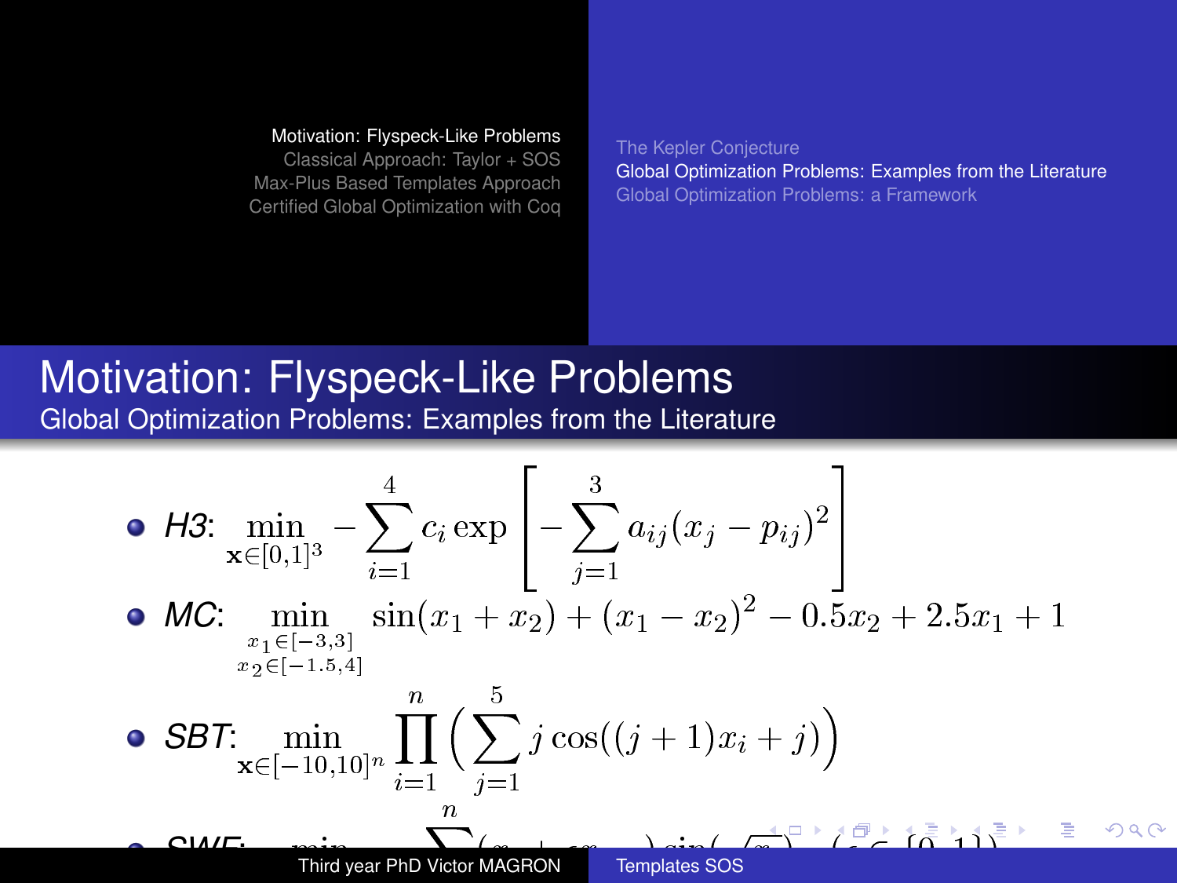# Motivation: Flyspeck-Like Problems

## Global Optimization Problems: Examples from the Literature

- *H3*: $\min_{\mathbf{x} \in [0,1]^3} - \sum_{i=1}^{4} c_i \exp \left[ - \sum_{j=1}^{3} a_{ij} (x_j - p_{ij})^2 \right]$
- *MC*: $\min_{\substack{x_1 \in [-3,3] \\ x_2 \in [-1.5,4]}} \sin(x_1 + x_2) + (x_1 - x_2)^2 - 0.5 x_2 + 2.5 x_1 + 1$
- *SBT*: $\min_{\mathbf{x} \in [-10,10]^n} \prod_{i=1}^{n} \Big( \sum_{j=1}^{5} j \cos((j+1) x_i + j) \Big)$
- *SWF*: $\min \sum^{n} (x_i + \epsilon x_{\dots}) \sin(\sqrt{x_{\dots}}) \quad (\epsilon \in \{0, 1\})$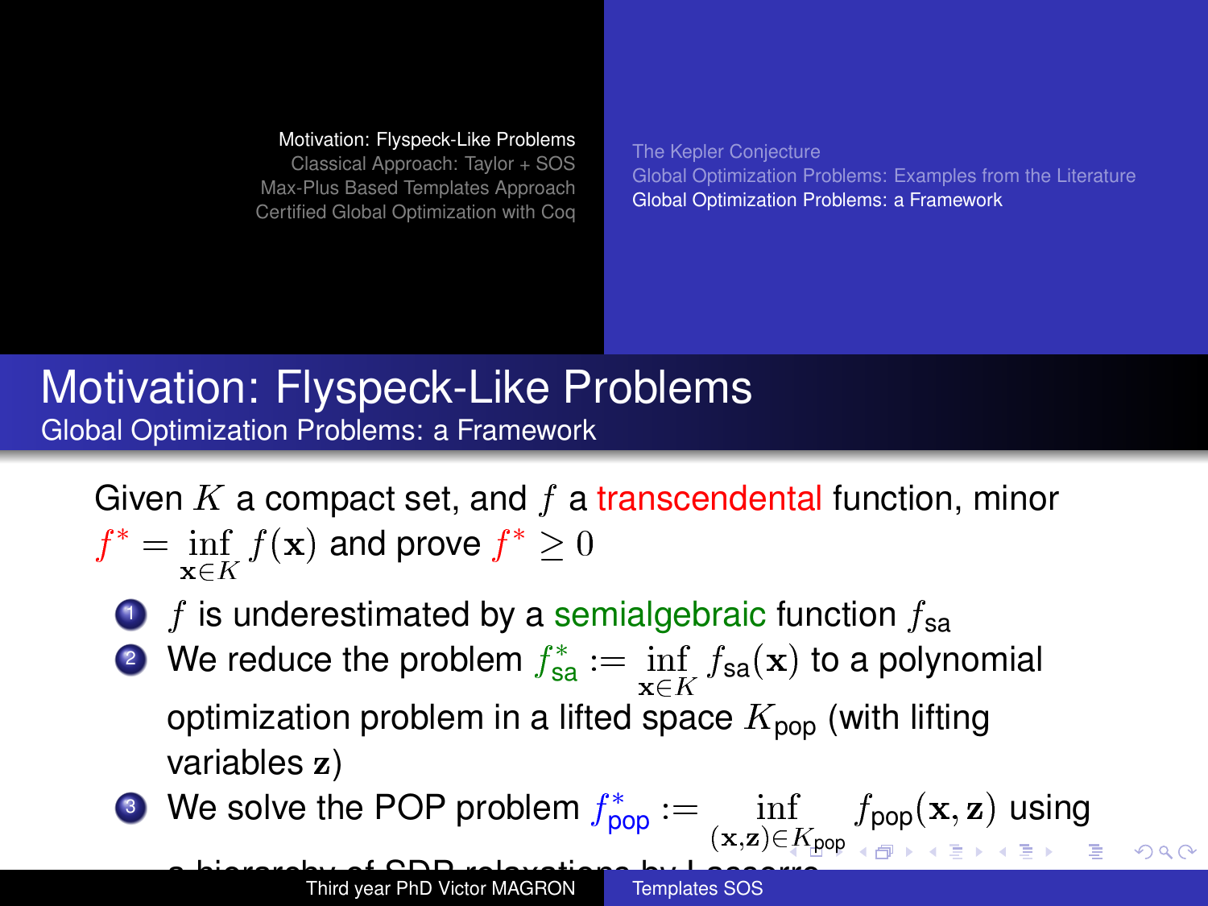# Motivation: Flyspeck-Like Problems

## Global Optimization Problems: a Framework

Given $K$ a compact set, and $f$ a transcendental function, minor $f^* = \inf_{\mathbf{x} \in K} f(\mathbf{x})$ and prove $f^* \geq 0$

1. $f$ is underestimated by a semialgebraic function $f_{\text{sa}}$
2. We reduce the problem $f_{\text{sa}}^* := \inf_{\mathbf{x} \in K} f_{\text{sa}}(\mathbf{x})$ to a polynomial optimization problem in a lifted space $K_{\text{pop}}$ (with lifting variables $\mathbf{z}$)
3. We solve the POP problem $f_{\text{pop}}^* := \inf_{(\mathbf{x},\mathbf{z}) \in K_{\text{pop}}} f_{\text{pop}}(\mathbf{x}, \mathbf{z})$ using a hierarchy of SDP relaxations by Lasserre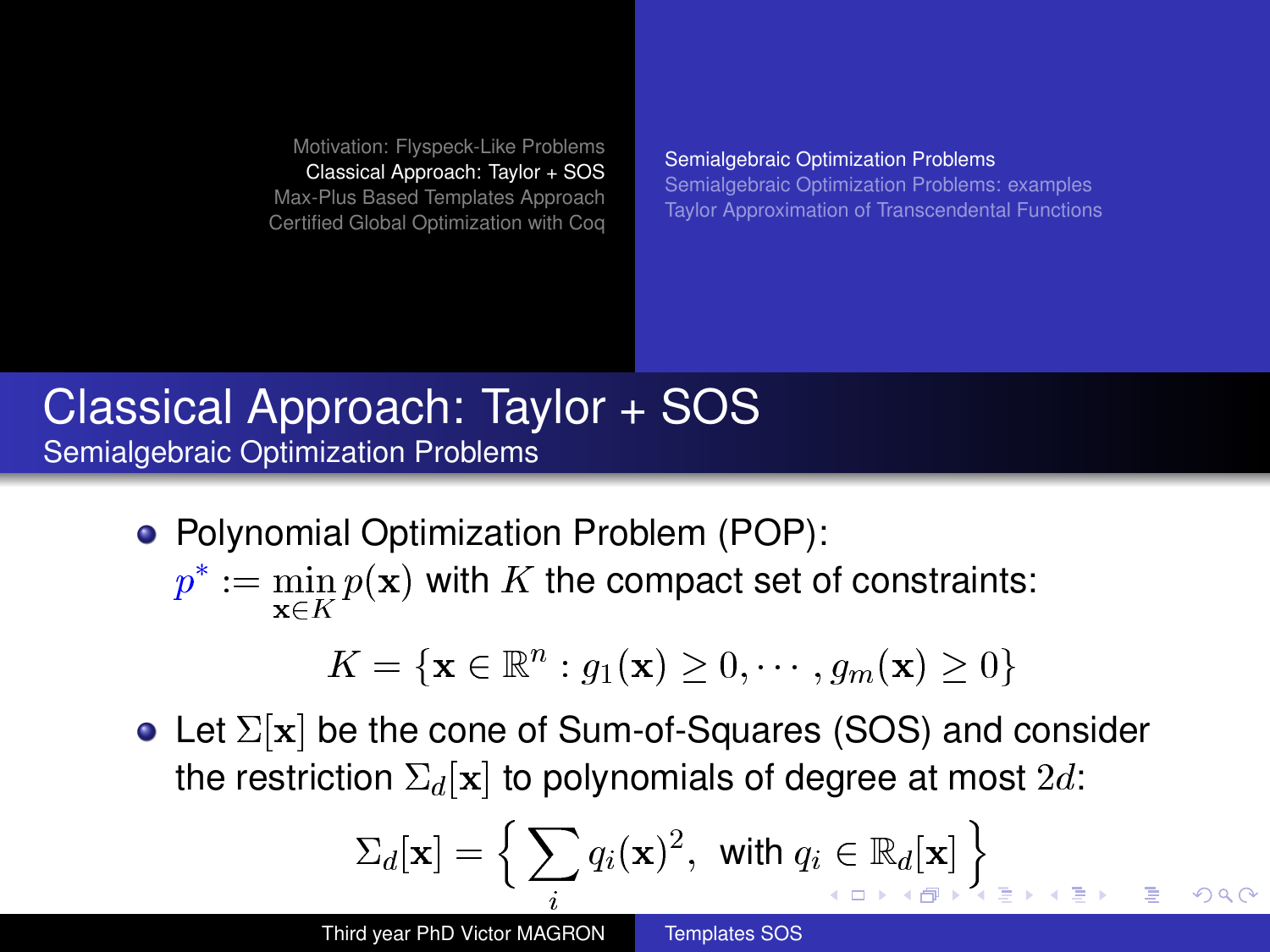# Classical Approach: Taylor + SOS

## Semialgebraic Optimization Problems

- Polynomial Optimization Problem (POP):
  $p^* := \min_{\mathbf{x} \in K} p(\mathbf{x})$ with $K$ the compact set of constraints:

$$K = \{\mathbf{x} \in \mathbb{R}^n : g_1(\mathbf{x}) \geq 0, \cdots, g_m(\mathbf{x}) \geq 0\}$$

- Let $\Sigma[\mathbf{x}]$ be the cone of Sum-of-Squares (SOS) and consider the restriction $\Sigma_d[\mathbf{x}]$ to polynomials of degree at most $2d$:

$$\Sigma_d[\mathbf{x}] = \left\{ \sum_i q_i(\mathbf{x})^2, \text{ with } q_i \in \mathbb{R}_d[\mathbf{x}] \right\}$$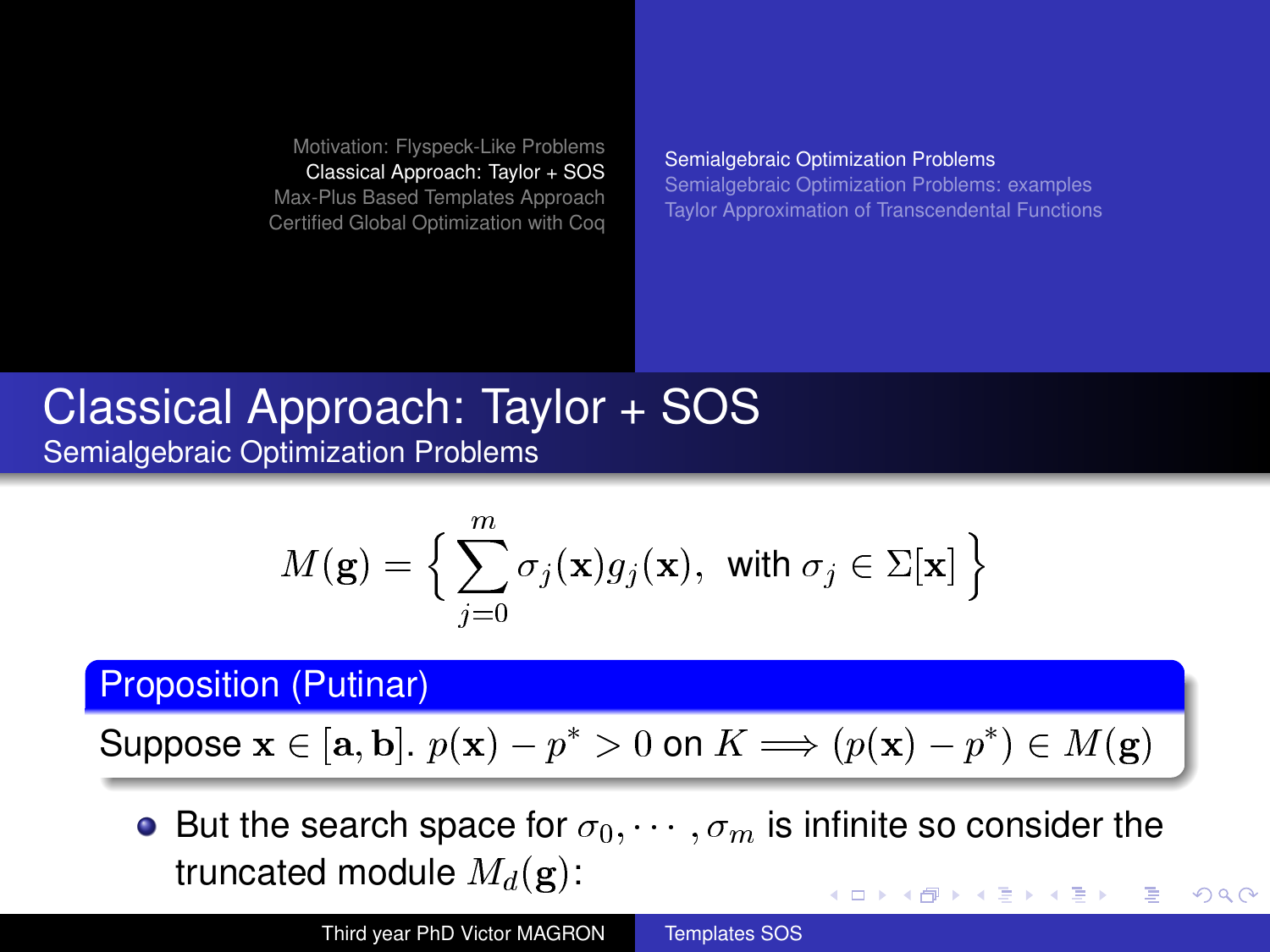# Classical Approach: Taylor + SOS

## Semialgebraic Optimization Problems

$$M(\mathbf{g}) = \Big\{ \sum_{j=0}^{m} \sigma_j(\mathbf{x}) g_j(\mathbf{x}), \ \text{ with } \sigma_j \in \Sigma[\mathbf{x}] \Big\}$$

**Proposition (Putinar)**

Suppose $\mathbf{x} \in [\mathbf{a}, \mathbf{b}]$. $p(\mathbf{x}) - p^* > 0$ on $K \implies (p(\mathbf{x}) - p^*) \in M(\mathbf{g})$

- But the search space for $\sigma_0, \cdots, \sigma_m$ is infinite so consider the truncated module $M_d(\mathbf{g})$: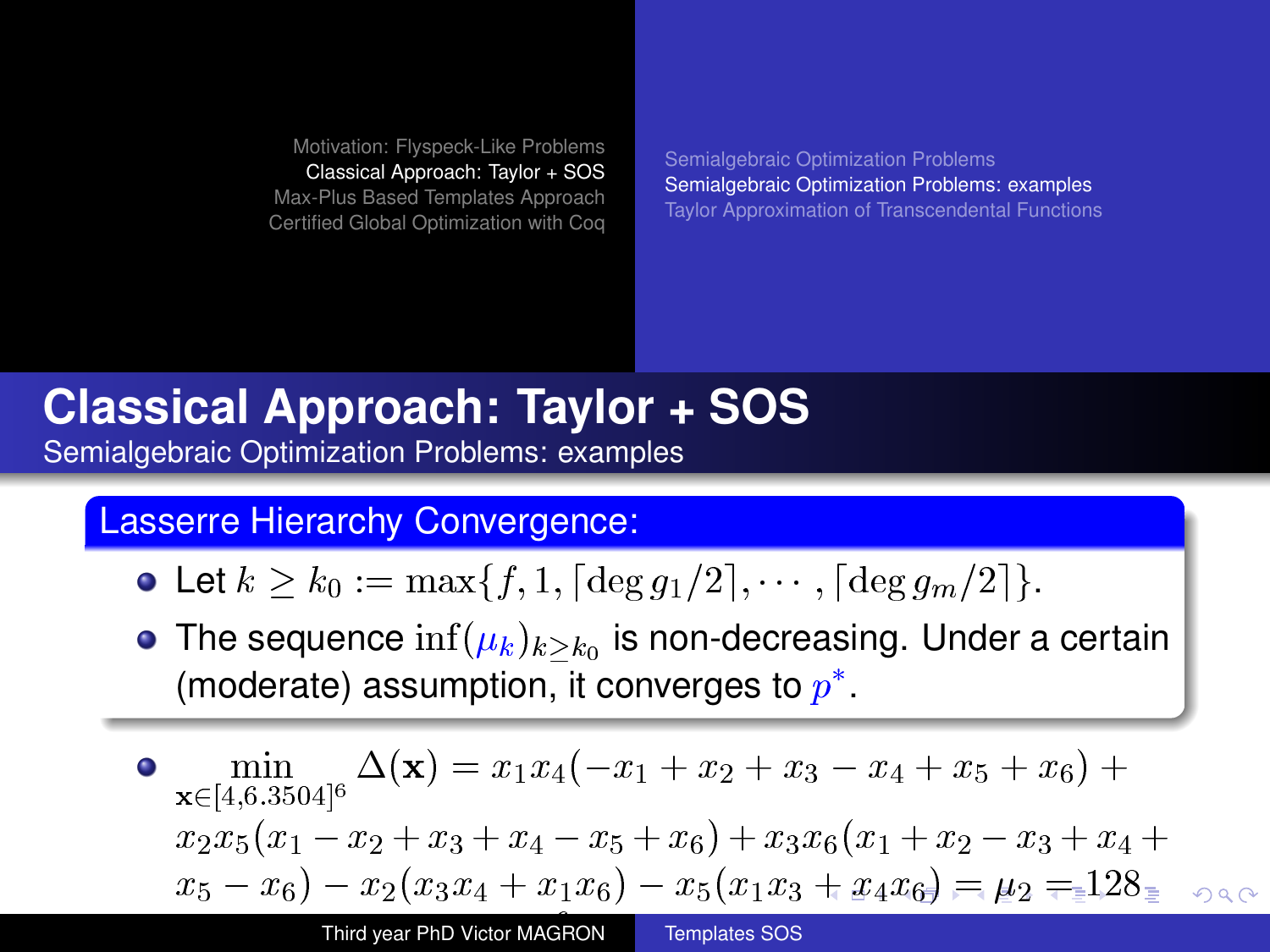# Classical Approach: Taylor + SOS

## Semialgebraic Optimization Problems: examples

### Lasserre Hierarchy Convergence:

- Let $k \geq k_0 := \max\{f, 1, \lceil \deg g_1/2 \rceil, \cdots, \lceil \deg g_m/2 \rceil\}$.
- The sequence $\inf(\mu_k)_{k \geq k_0}$ is non-decreasing. Under a certain (moderate) assumption, it converges to $p^*$.

---

- $\min_{\mathbf{x} \in [4, 6.3504]^6} \Delta(\mathbf{x}) = x_1 x_4(-x_1 + x_2 + x_3 - x_4 + x_5 + x_6) + x_2 x_5(x_1 - x_2 + x_3 + x_4 - x_5 + x_6) + x_3 x_6(x_1 + x_2 - x_3 + x_4 + x_5 - x_6) - x_2(x_3 x_4 + x_1 x_6) - x_5(x_1 x_3 + x_4 x_6) = \mu_2 = 128$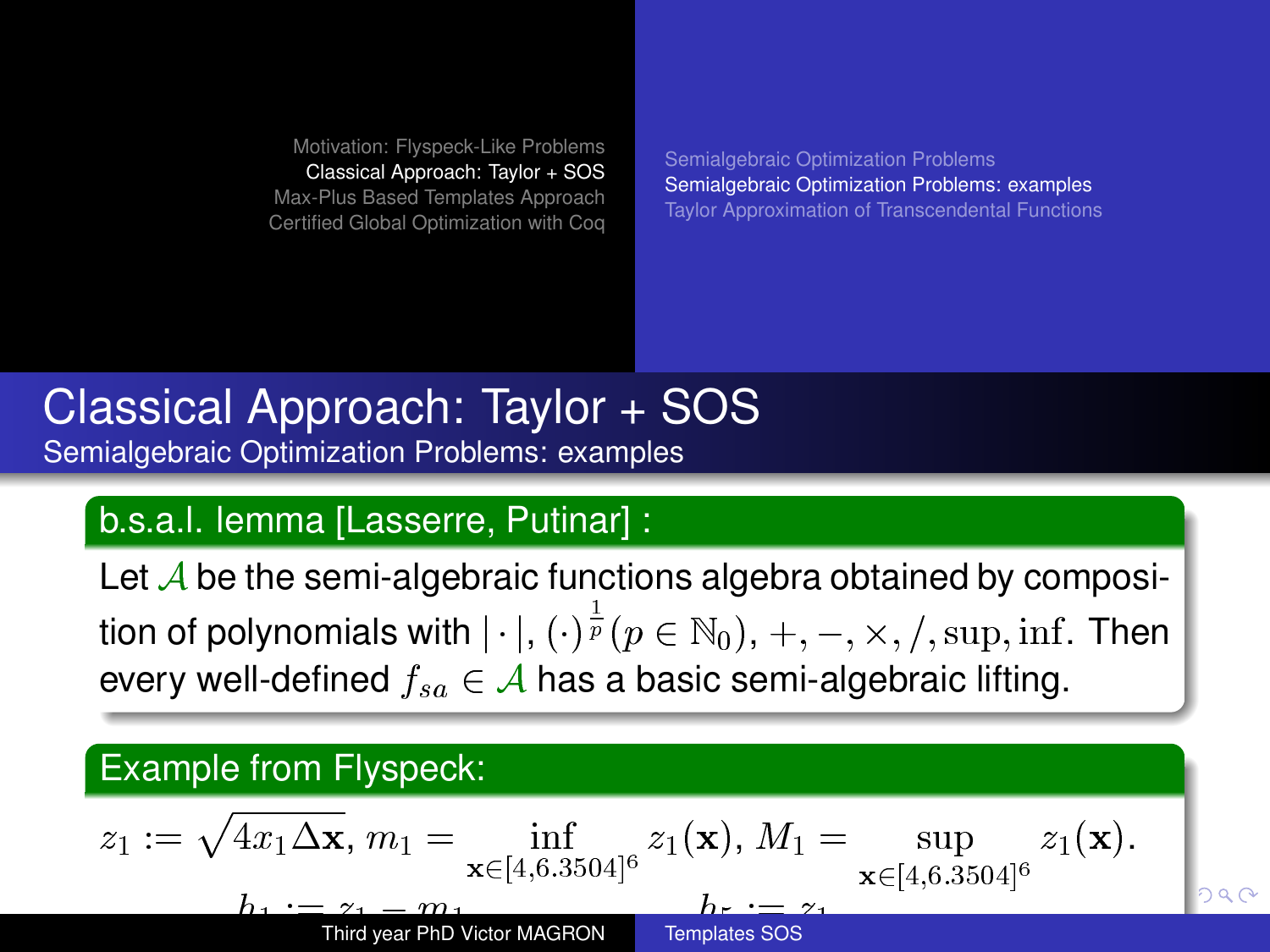# Classical Approach: Taylor + SOS

## Semialgebraic Optimization Problems: examples

### b.s.a.l. lemma [Lasserre, Putinar] :

Let $\mathcal{A}$ be the semi-algebraic functions algebra obtained by composition of polynomials with $|\cdot|$, $(\cdot)^{\frac{1}{p}} (p \in \mathbb{N}_0), +, -, \times, /, \sup, \inf$. Then every well-defined $f_{sa} \in \mathcal{A}$ has a basic semi-algebraic lifting.

### Example from Flyspeck:

$$z_1 := \sqrt{4x_1 \Delta \mathbf{x}},\ m_1 = \inf_{\mathbf{x} \in [4, 6.3504]^6} z_1(\mathbf{x}),\ M_1 = \sup_{\mathbf{x} \in [4, 6.3504]^6} z_1(\mathbf{x}).$$

$$h_1 := z_1 - m_1 \qquad h_5 := z_1$$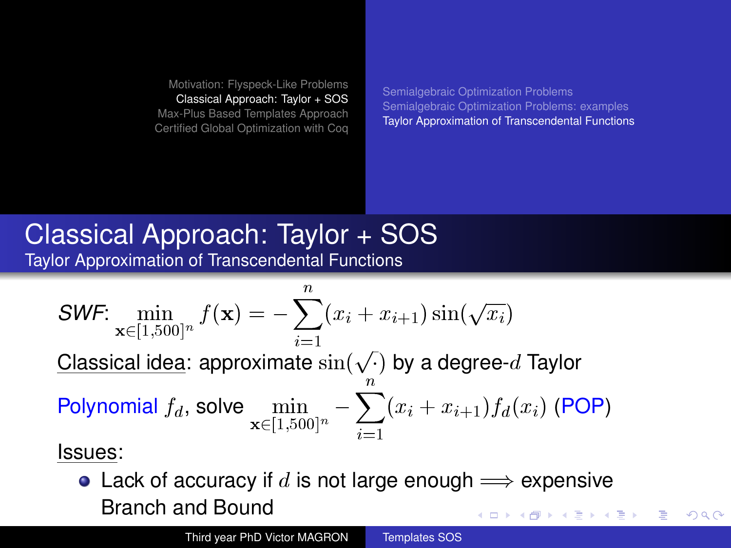# Classical Approach: Taylor + SOS

## Taylor Approximation of Transcendental Functions

*SWF*: $\min_{\mathbf{x} \in [1,500]^n} f(\mathbf{x}) = -\sum_{i=1}^{n} (x_i + x_{i+1}) \sin(\sqrt{x_i})$

Classical idea: approximate $\sin(\sqrt{\cdot})$ by a degree-$d$ Taylor

Polynomial $f_d$, solve $\min_{\mathbf{x} \in [1,500]^n} -\sum_{i=1}^{n} (x_i + x_{i+1}) f_d(x_i)$ (POP)

Issues:

- Lack of accuracy if $d$ is not large enough $\Longrightarrow$ expensive Branch and Bound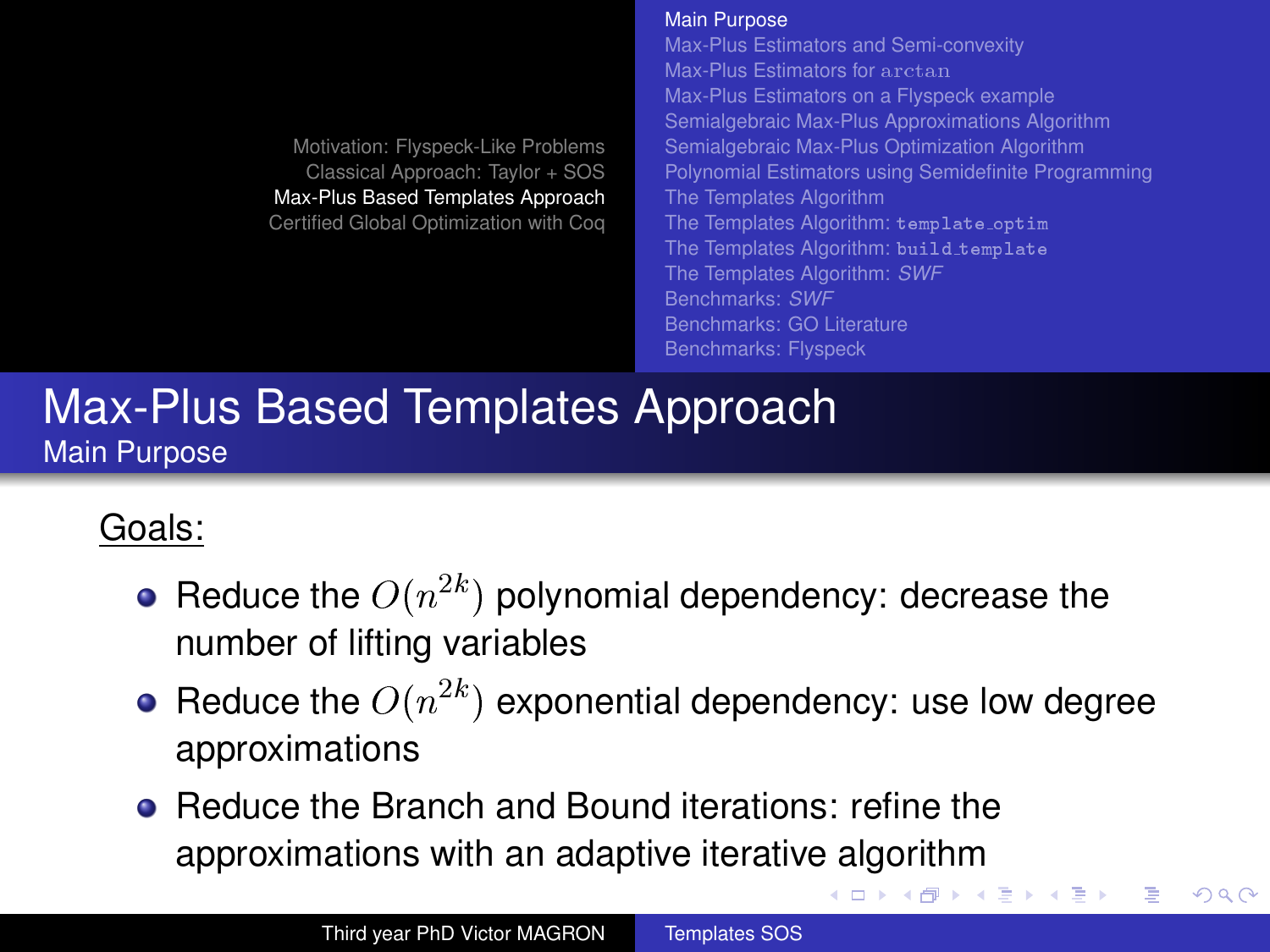# Max-Plus Based Templates Approach

## Main Purpose

Goals:

- Reduce the $O(n^{2k})$ polynomial dependency: decrease the number of lifting variables
- Reduce the $O(n^{2k})$ exponential dependency: use low degree approximations
- Reduce the Branch and Bound iterations: refine the approximations with an adaptive iterative algorithm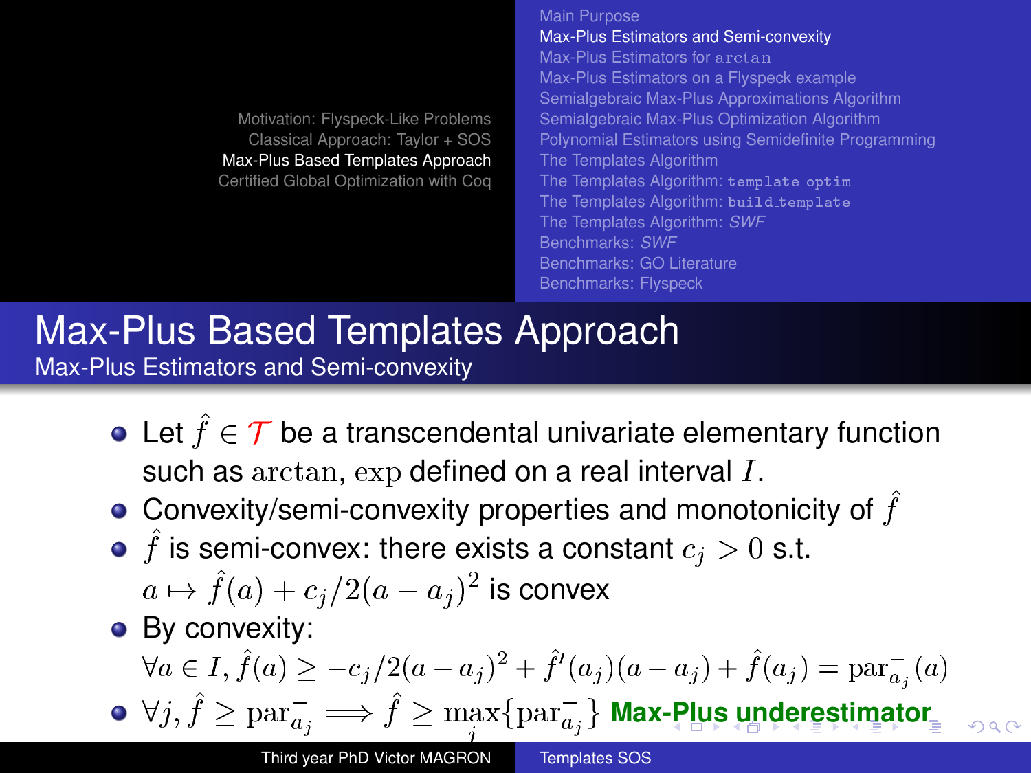# Max-Plus Based Templates Approach

## Max-Plus Estimators and Semi-convexity

- Let $\hat{f} \in \mathcal{T}$ be a transcendental univariate elementary function such as $\arctan$, $\exp$ defined on a real interval $I$.
- Convexity/semi-convexity properties and monotonicity of $\hat{f}$
- $\hat{f}$ is semi-convex: there exists a constant $c_j > 0$ s.t. $a \mapsto \hat{f}(a) + c_j/2(a - a_j)^2$ is convex
- By convexity: $\forall a \in I, \hat{f}(a) \geq -c_j/2(a - a_j)^2 + \hat{f}'(a_j)(a - a_j) + \hat{f}(a_j) = \mathrm{par}^-_{a_j}(a)$
- $\forall j, \hat{f} \geq \mathrm{par}^-_{a_j} \implies \hat{f} \geq \max_j \{\mathrm{par}^-_{a_j}\}$ **Max-Plus underestimator**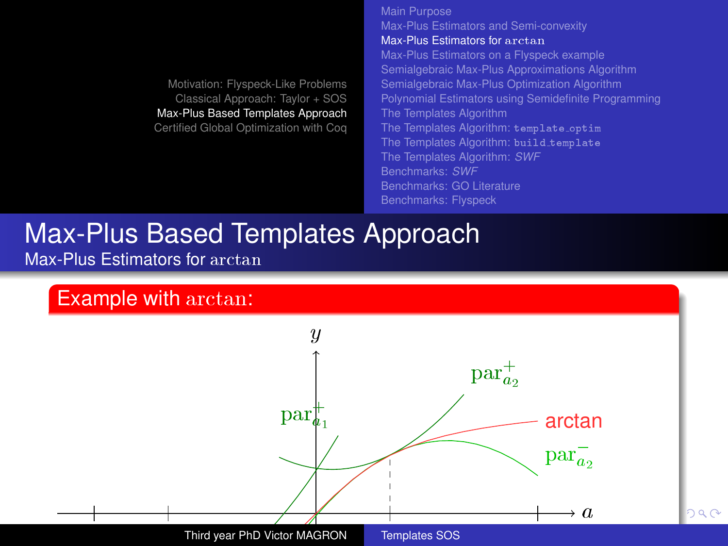# Max-Plus Based Templates Approach

## Max-Plus Estimators for $\arctan$

### Example with $\arctan$: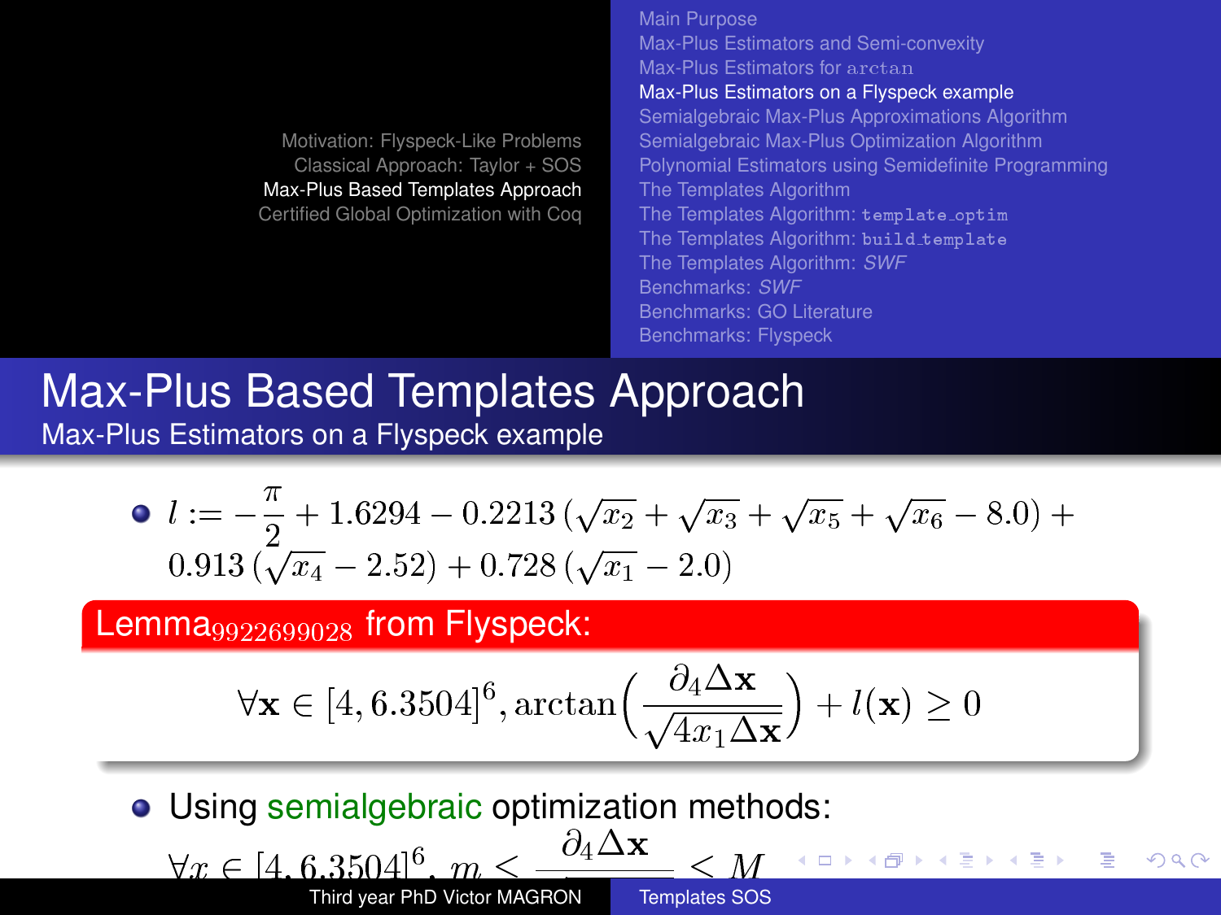# Max-Plus Based Templates Approach

## Max-Plus Estimators on a Flyspeck example

- $l := -\frac{\pi}{2} + 1.6294 - 0.2213\,(\sqrt{x_2} + \sqrt{x_3} + \sqrt{x_5} + \sqrt{x_6} - 8.0) + 0.913\,(\sqrt{x_4} - 2.52) + 0.728\,(\sqrt{x_1} - 2.0)$

**Lemma$_{9922699028}$ from Flyspeck:**

$$\forall \mathbf{x} \in [4, 6.3504]^6, \arctan\left(\frac{\partial_4 \Delta \mathbf{x}}{\sqrt{4 x_1 \Delta \mathbf{x}}}\right) + l(\mathbf{x}) \geq 0$$

- Using semialgebraic optimization methods:

$$\forall x \in [4, 6.3504]^6,\; m \leq \frac{\partial_4 \Delta \mathbf{x}}{\quad} \leq M$$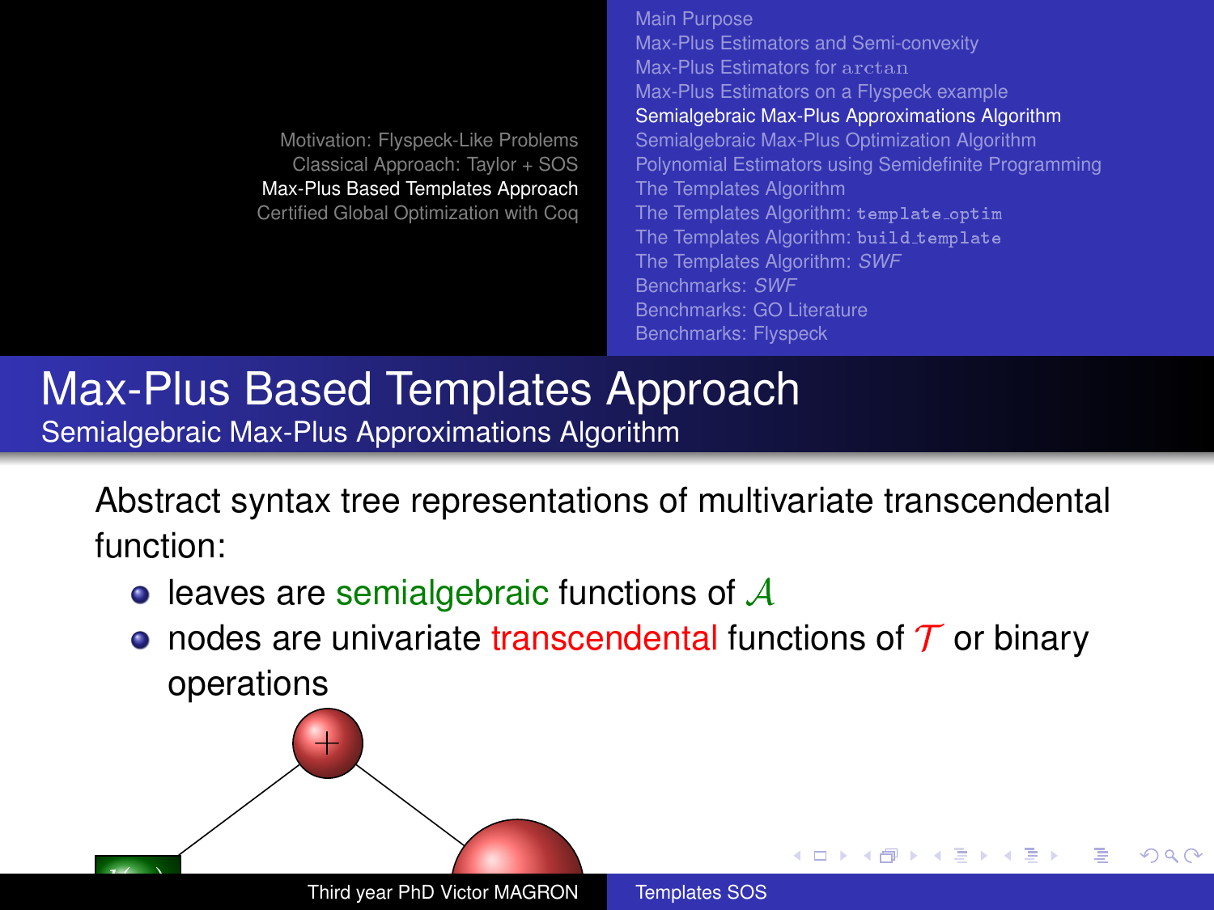# Max-Plus Based Templates Approach

## Semialgebraic Max-Plus Approximations Algorithm

Abstract syntax tree representations of multivariate transcendental function:

- leaves are semialgebraic functions of $\mathcal{A}$
- nodes are univariate transcendental functions of $\mathcal{T}$ or binary operations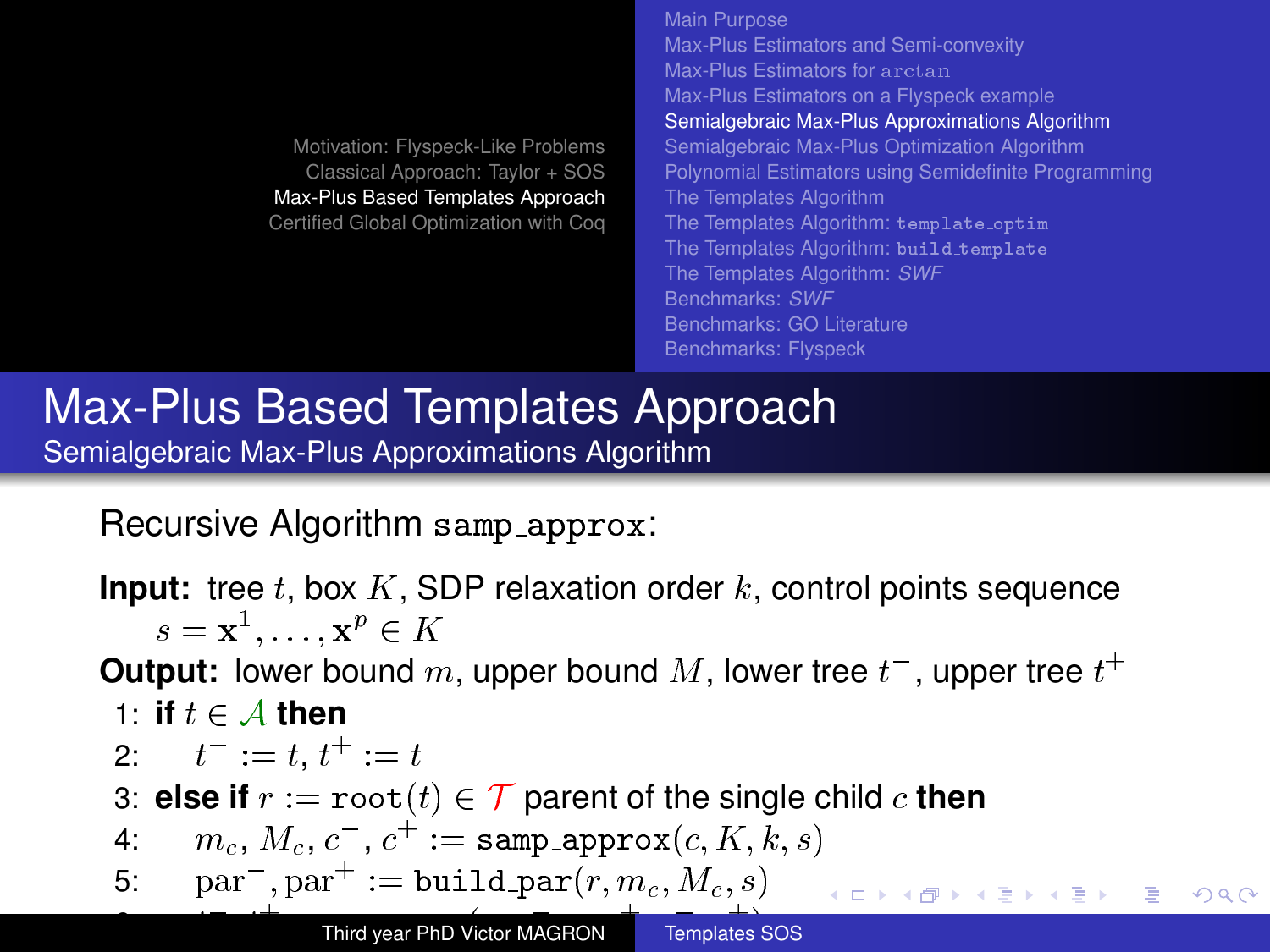# Max-Plus Based Templates Approach

## Semialgebraic Max-Plus Approximations Algorithm

Recursive Algorithm `samp_approx`:

**Input:** tree $t$, box $K$, SDP relaxation order $k$, control points sequence $s = \mathbf{x}^1, \dots, \mathbf{x}^p \in K$

**Output:** lower bound $m$, upper bound $M$, lower tree $t^-$, upper tree $t^+$

1: **if** $t \in \mathcal{A}$ **then**

2: $\quad t^- := t, t^+ := t$

3: **else if** $r := \texttt{root}(t) \in \mathcal{T}$ parent of the single child $c$ **then**

4: $\quad m_c, M_c, c^-, c^+ := \texttt{samp\_approx}(c, K, k, s)$

5: $\quad \text{par}^-, \text{par}^+ := \texttt{build\_par}(r, m_c, M_c, s)$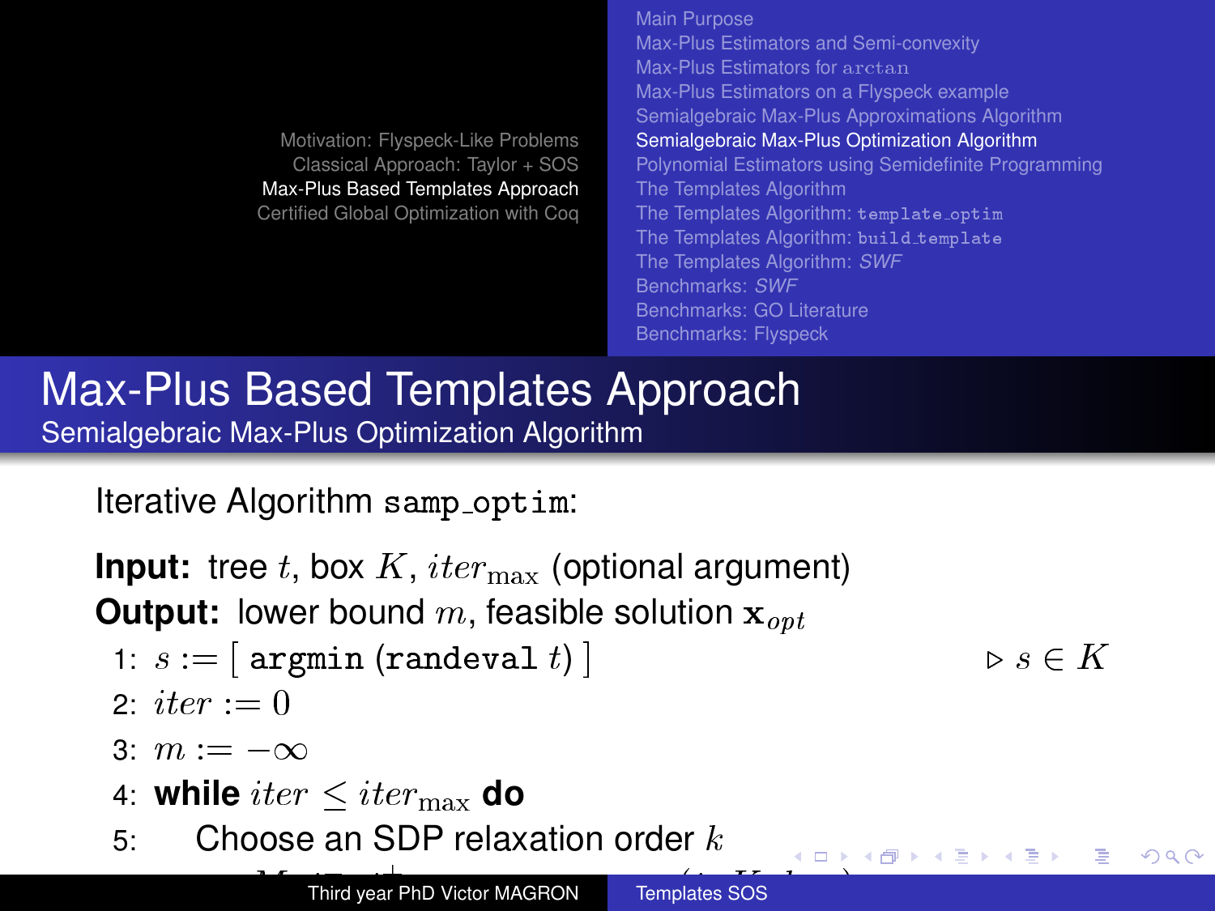## Max-Plus Based Templates Approach

### Semialgebraic Max-Plus Optimization Algorithm

Iterative Algorithm `samp_optim`:

**Input:** tree $t$, box $K$, $iter_{\max}$ (optional argument)

**Output:** lower bound $m$, feasible solution $\mathbf{x}_{opt}$

1: $s := [\, \texttt{argmin}\ (\texttt{randeval}\ t)\, ]$ $\quad \triangleright\ s \in K$

2: $iter := 0$

3: $m := -\infty$

4: **while** $iter \leq iter_{\max}$ **do**

5: Choose an SDP relaxation order $k$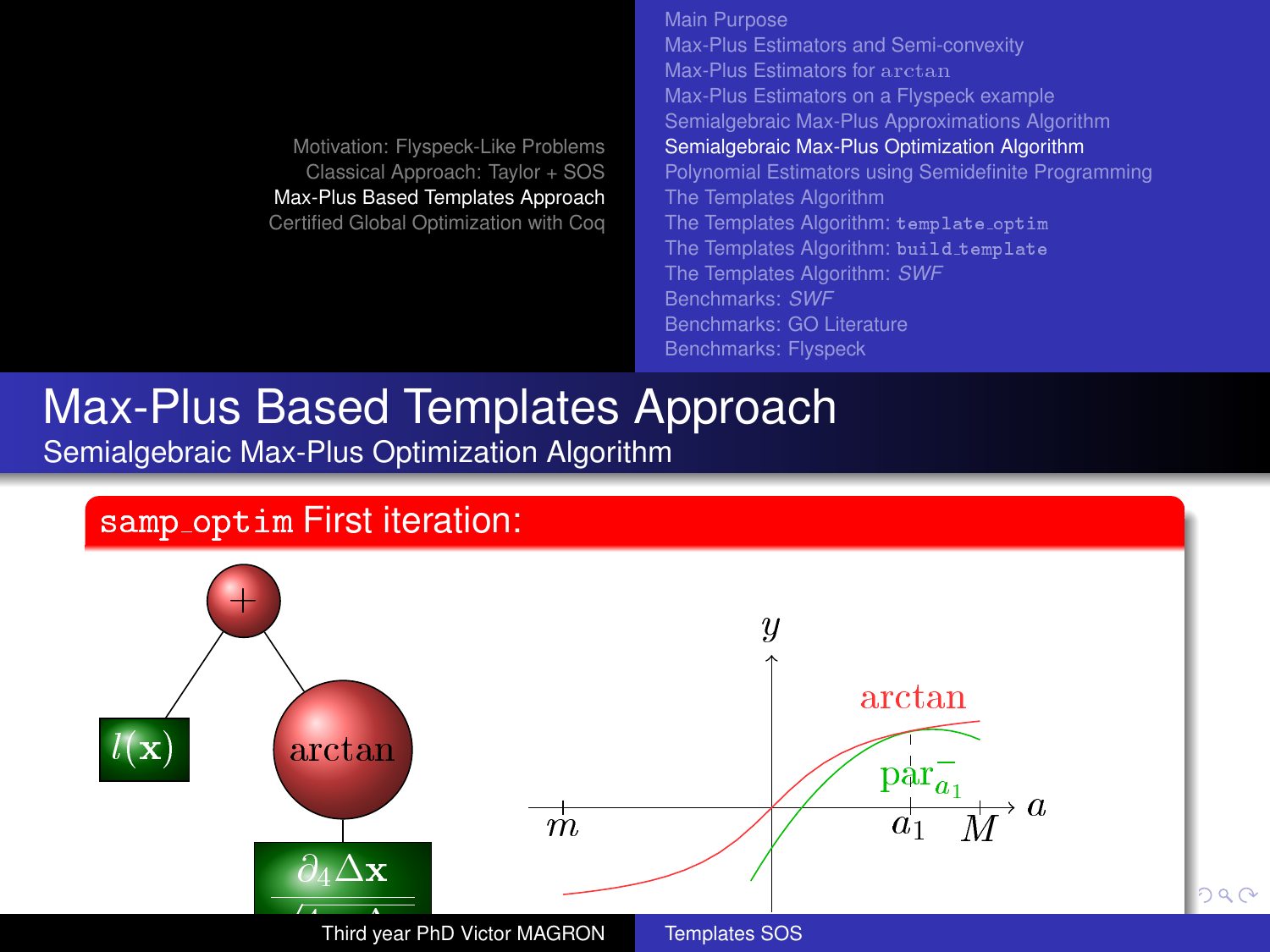## Max-Plus Based Templates Approach

### Semialgebraic Max-Plus Optimization Algorithm

**samp_optim First iteration:**

$+$

$l(\mathbf{x})$

$\arctan$

$\frac{\partial_4 \Delta \mathbf{x}}{\sqrt{4 x_1 \Delta \mathbf{x}}}$

$y$

$\arctan$

$\mathrm{par}^-_{a_1}$

$m$ $a_1$ $M$ $a$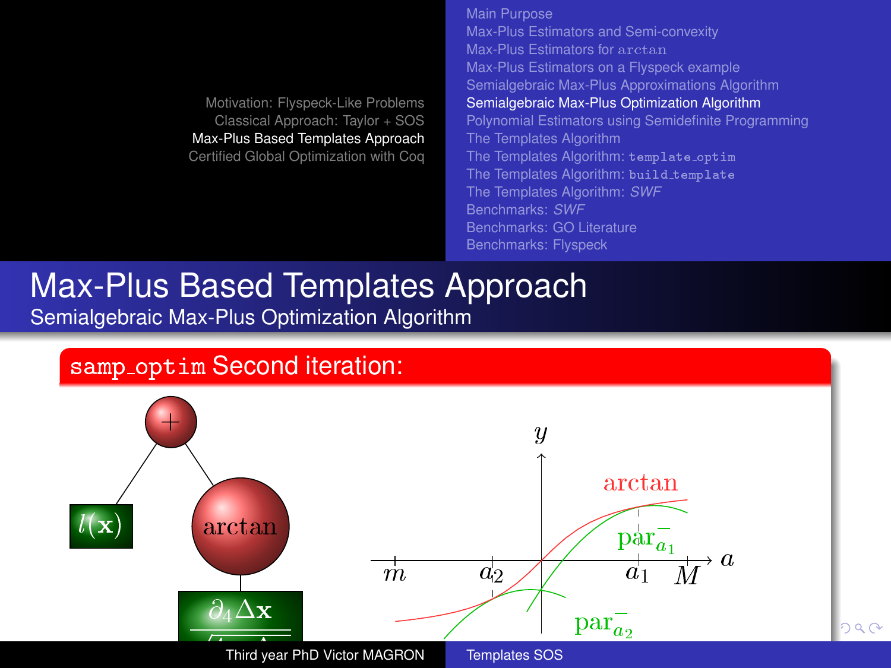# Max-Plus Based Templates Approach

## Semialgebraic Max-Plus Optimization Algorithm

### `samp_optim` Second iteration: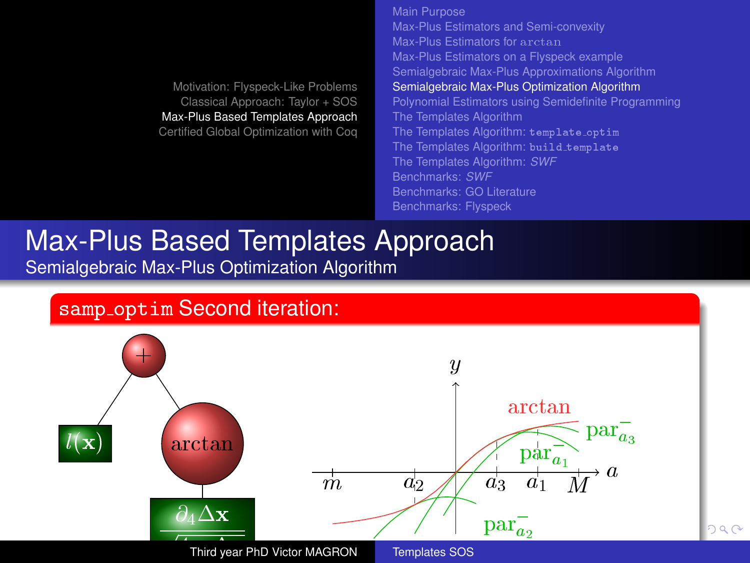# Max-Plus Based Templates Approach

## Semialgebraic Max-Plus Optimization Algorithm

### `samp_optim` Second iteration: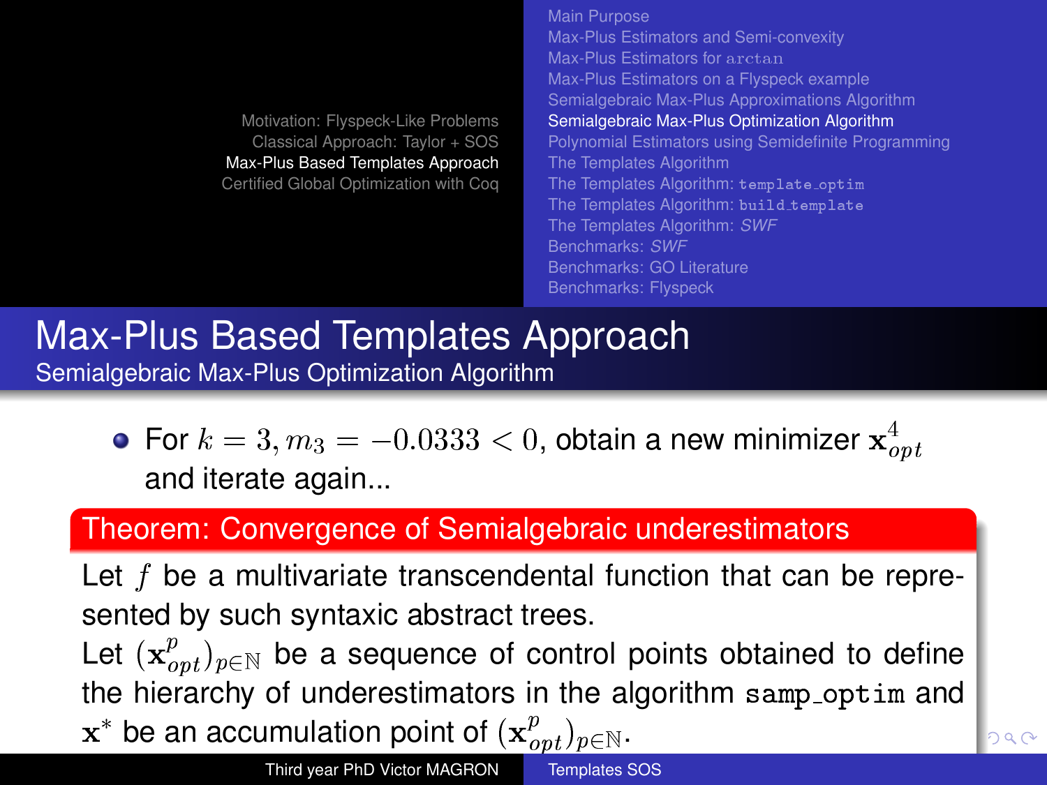# Max-Plus Based Templates Approach

## Semialgebraic Max-Plus Optimization Algorithm

- For $k = 3, m_3 = -0.0333 < 0$, obtain a new minimizer $\mathbf{x}_{opt}^4$ and iterate again...

**Theorem: Convergence of Semialgebraic underestimators**

Let $f$ be a multivariate transcendental function that can be represented by such syntaxic abstract trees.

Let $(\mathbf{x}_{opt}^p)_{p \in \mathbb{N}}$ be a sequence of control points obtained to define the hierarchy of underestimators in the algorithm samp_optim and $\mathbf{x}^*$ be an accumulation point of $(\mathbf{x}_{opt}^p)_{p \in \mathbb{N}}$.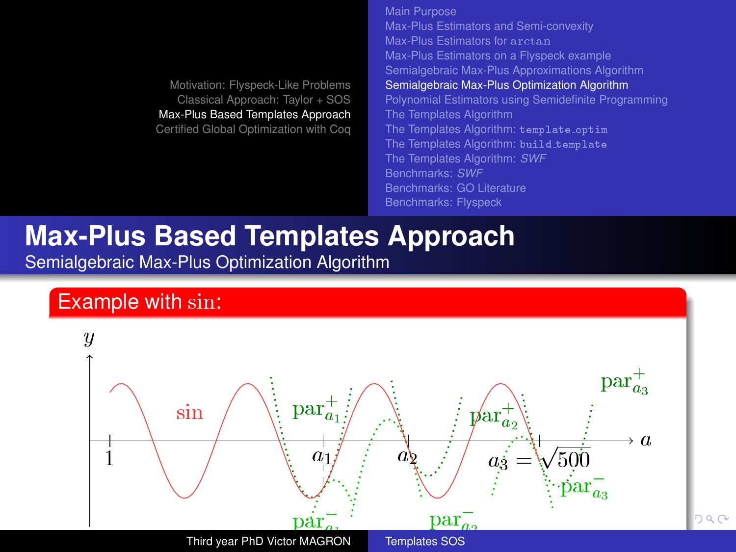# Max-Plus Based Templates Approach

## Semialgebraic Max-Plus Optimization Algorithm

### Example with $\sin$:

$y$

$\sin$

$\text{par}^+_{a_1}$ $\text{par}^+_{a_2}$ $\text{par}^+_{a_3}$

$1$ $a_1$ $a_2$ $a_3 = \sqrt{500}$ $a$

$\text{par}^-_{a_1}$ $\text{par}^-_{a_2}$ $\text{par}^-_{a_3}$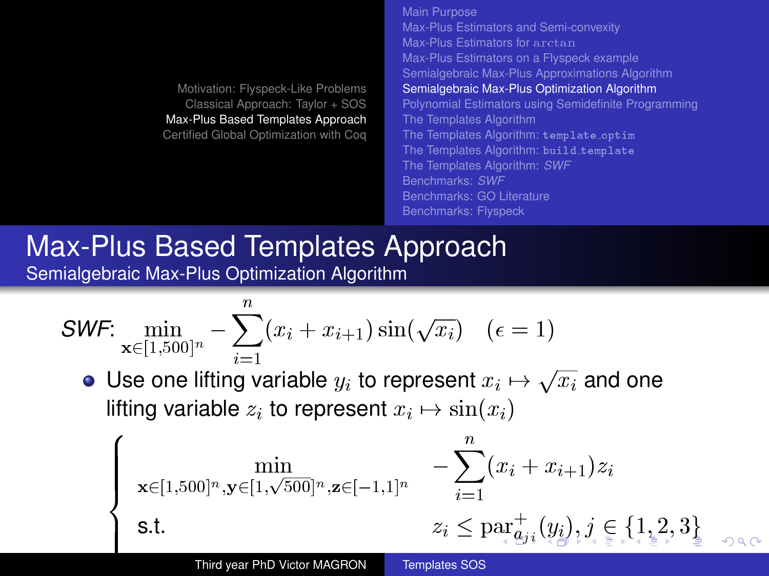# Max-Plus Based Templates Approach

## Semialgebraic Max-Plus Optimization Algorithm

*SWF*: $\min_{\mathbf{x} \in [1,500]^n} - \sum_{i=1}^{n} (x_i + x_{i+1}) \sin(\sqrt{x_i}) \quad (\epsilon = 1)$

- Use one lifting variable $y_i$ to represent $x_i \mapsto \sqrt{x_i}$ and one lifting variable $z_i$ to represent $x_i \mapsto \sin(x_i)$

$$
\begin{cases}
\min\limits_{\mathbf{x} \in [1,500]^n, \mathbf{y} \in [1, \sqrt{500}]^n, \mathbf{z} \in [-1,1]^n} & - \sum_{i=1}^{n} (x_i + x_{i+1}) z_i \\
\text{s.t.} & z_i \leq \text{par}^{+}_{a_{ji}}(y_i), j \in \{1, 2, 3\}
\end{cases}
$$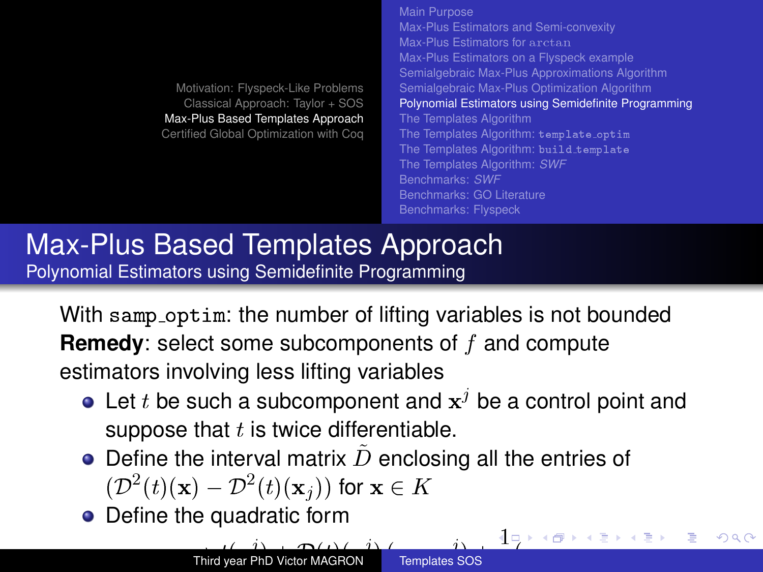## Max-Plus Based Templates Approach

### Polynomial Estimators using Semidefinite Programming

With `samp_optim`: the number of lifting variables is not bounded

**Remedy**: select some subcomponents of $f$ and compute estimators involving less lifting variables

- Let $t$ be such a subcomponent and $\mathbf{x}^j$ be a control point and suppose that $t$ is twice differentiable.
- Define the interval matrix $\tilde{D}$ enclosing all the entries of $(\mathcal{D}^2(t)(\mathbf{x}) - \mathcal{D}^2(t)(\mathbf{x}_j))$ for $\mathbf{x} \in K$
- Define the quadratic form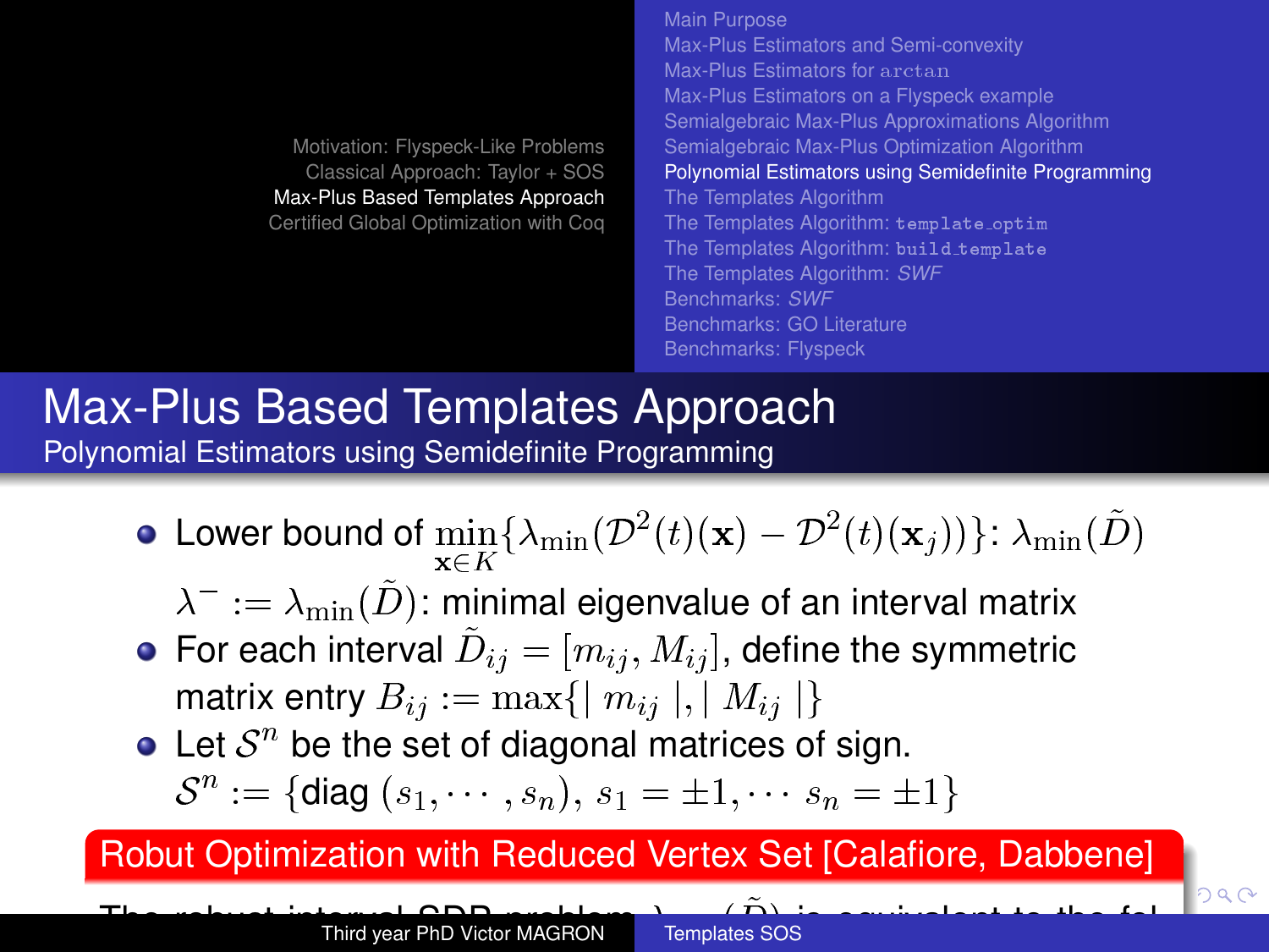# Max-Plus Based Templates Approach

## Polynomial Estimators using Semidefinite Programming

- Lower bound of $\min_{\mathbf{x} \in K} \{\lambda_{\min}(\mathcal{D}^2(t)(\mathbf{x}) - \mathcal{D}^2(t)(\mathbf{x}_j))\}$: $\lambda_{\min}(\tilde{D})$

  $\lambda^- := \lambda_{\min}(\tilde{D})$: minimal eigenvalue of an interval matrix
- For each interval $\tilde{D}_{ij} = [m_{ij}, M_{ij}]$, define the symmetric matrix entry $B_{ij} := \max\{| \, m_{ij} \, |, | \, M_{ij} \, |\}$
- Let $\mathcal{S}^n$ be the set of diagonal matrices of sign.

  $\mathcal{S}^n := \{\text{diag}\,(s_1, \cdots, s_n), \, s_1 = \pm 1, \cdots \, s_n = \pm 1\}$

**Robut Optimization with Reduced Vertex Set [Calafiore, Dabbene]**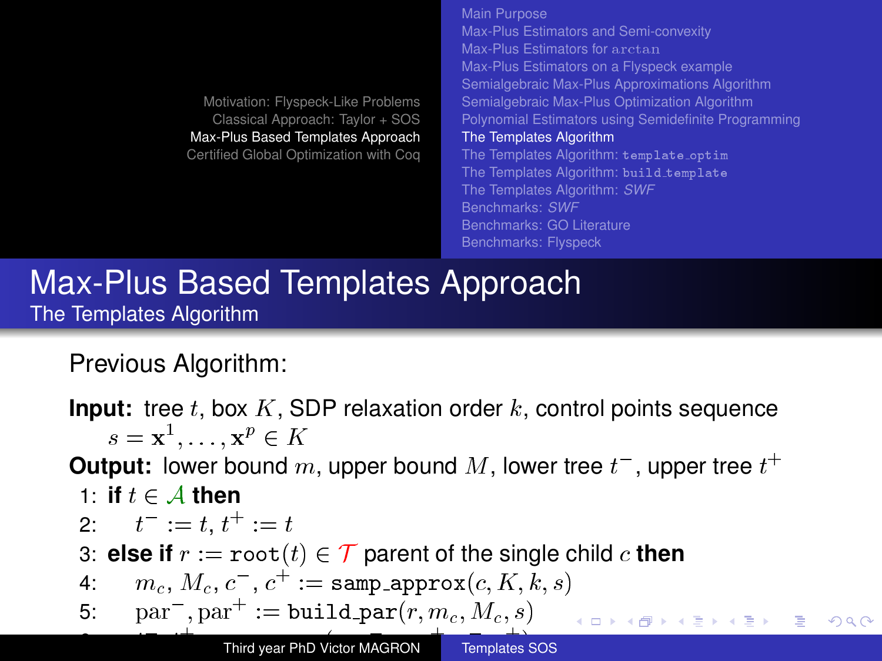# Max-Plus Based Templates Approach

## The Templates Algorithm

Previous Algorithm:

**Input:** tree $t$, box $K$, SDP relaxation order $k$, control points sequence $s = \mathbf{x}^1, \ldots, \mathbf{x}^p \in K$

**Output:** lower bound $m$, upper bound $M$, lower tree $t^-$, upper tree $t^+$

1: **if** $t \in \mathcal{A}$ **then**

2: $\quad t^- := t, t^+ := t$

3: **else if** $r := \texttt{root}(t) \in \mathcal{T}$ parent of the single child $c$ **then**

4: $\quad m_c, M_c, c^-, c^+ := \texttt{samp\_approx}(c, K, k, s)$

5: $\quad \text{par}^-, \text{par}^+ := \texttt{build\_par}(r, m_c, M_c, s)$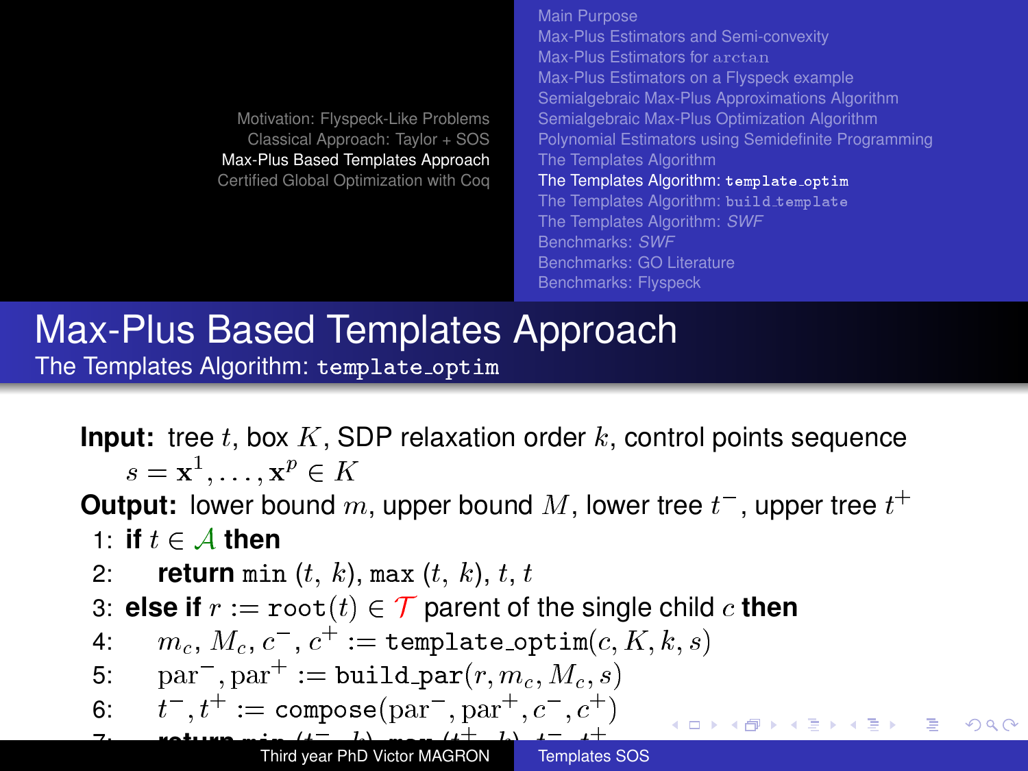# Max-Plus Based Templates Approach

## The Templates Algorithm: template_optim

**Input:** tree $t$, box $K$, SDP relaxation order $k$, control points sequence $s = \mathbf{x}^1, \ldots, \mathbf{x}^p \in K$

**Output:** lower bound $m$, upper bound $M$, lower tree $t^-$, upper tree $t^+$

1: **if** $t \in \mathcal{A}$ **then**

2: **return** $\texttt{min}\ (t,\ k)$, $\texttt{max}\ (t,\ k)$, $t$, $t$

3: **else if** $r := \texttt{root}(t) \in \mathcal{T}$ parent of the single child $c$ **then**

4: $m_c, M_c, c^-, c^+ := \texttt{template\_optim}(c, K, k, s)$

5: $\text{par}^-, \text{par}^+ := \texttt{build\_par}(r, m_c, M_c, s)$

6: $t^-, t^+ := \texttt{compose}(\text{par}^-, \text{par}^+, c^-, c^+)$

7: **return** $\texttt{min}\ (t^-,\ k)$, $\texttt{max}\ (t^+,\ k)$, $t^-$, $t^+$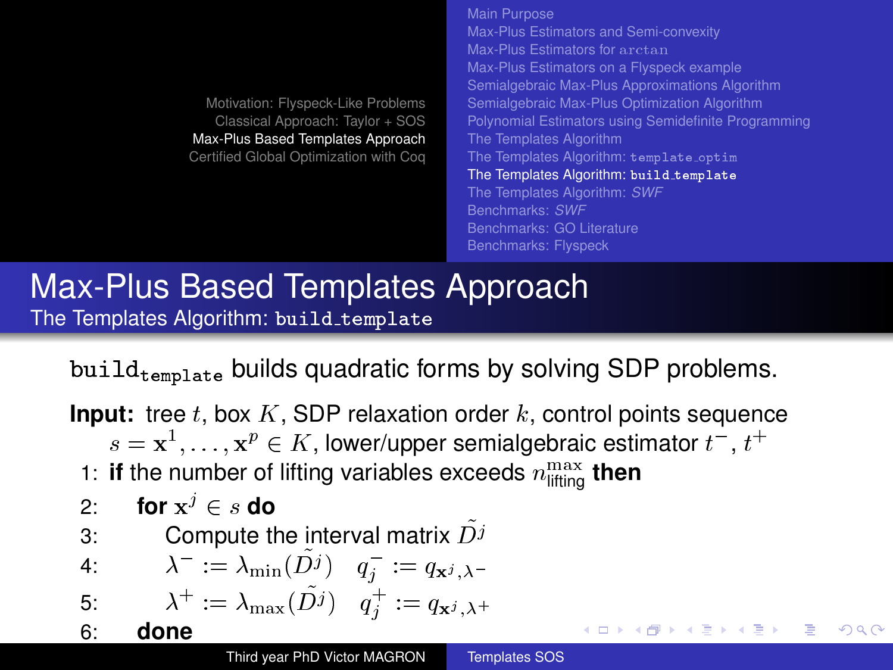# Max-Plus Based Templates Approach

## The Templates Algorithm: build_template

$\texttt{build}_{\texttt{template}}$ builds quadratic forms by solving SDP problems.

**Input:** tree $t$, box $K$, SDP relaxation order $k$, control points sequence $s = \mathbf{x}^1, \ldots, \mathbf{x}^p \in K$, lower/upper semialgebraic estimator $t^-$, $t^+$

1: **if** the number of lifting variables exceeds $n_{\text{lifting}}^{\max}$ **then**

2: **for** $\mathbf{x}^j \in s$ **do**

3: Compute the interval matrix $\tilde{D}^j$

4: $\lambda^- := \lambda_{\min}(\tilde{D}^j)$ $\quad q_j^- := q_{\mathbf{x}^j, \lambda^-}$

5: $\lambda^+ := \lambda_{\max}(\tilde{D}^j)$ $\quad q_j^+ := q_{\mathbf{x}^j, \lambda^+}$

6: **done**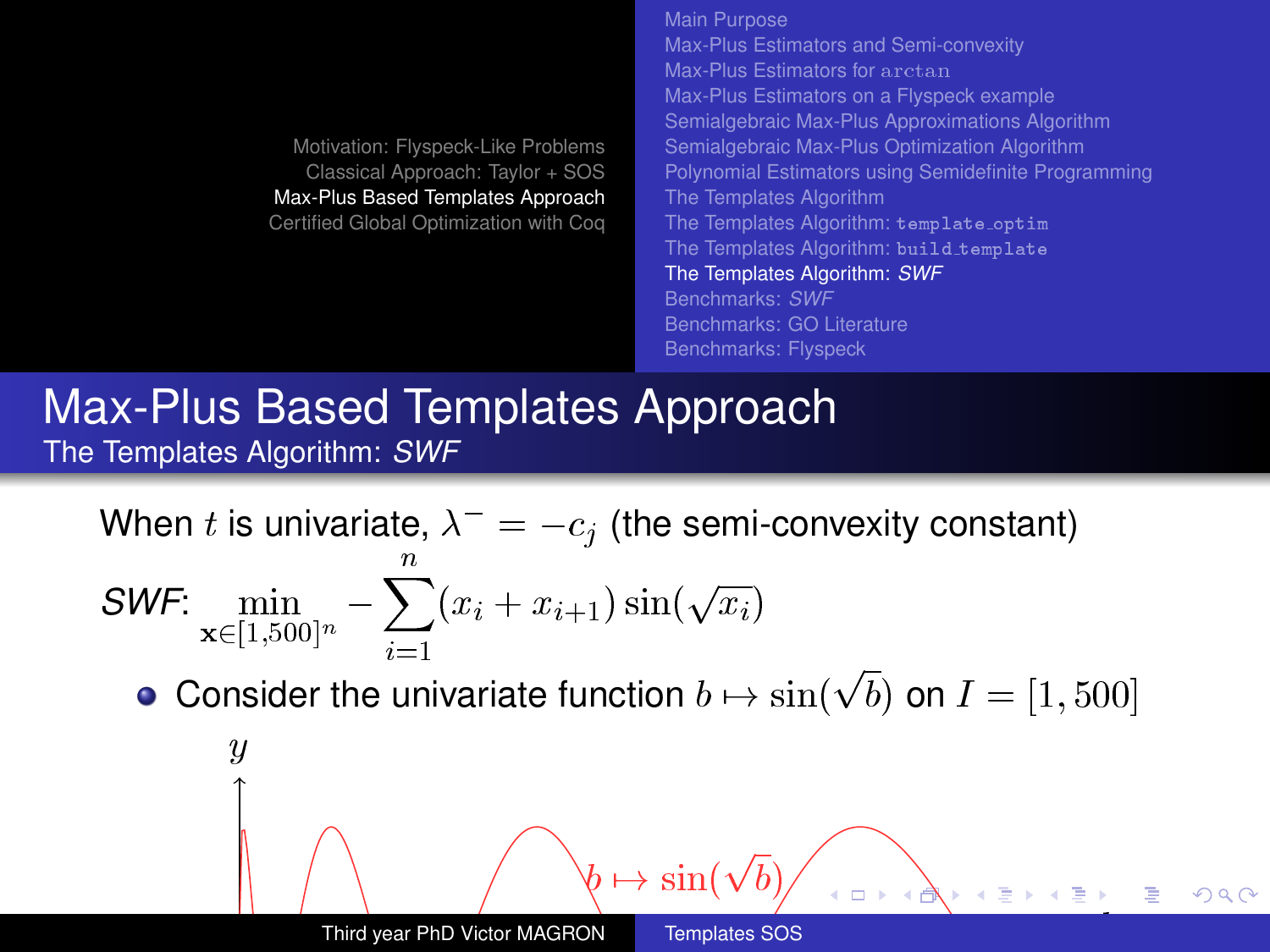## Max-Plus Based Templates Approach

### The Templates Algorithm: *SWF*

When $t$ is univariate, $\lambda^- = -c_j$ (the semi-convexity constant)

*SWF*: $$\min_{\mathbf{x} \in [1,500]^n} - \sum_{i=1}^{n} (x_i + x_{i+1}) \sin(\sqrt{x_i})$$

- Consider the univariate function $b \mapsto \sin(\sqrt{b})$ on $I = [1, 500]$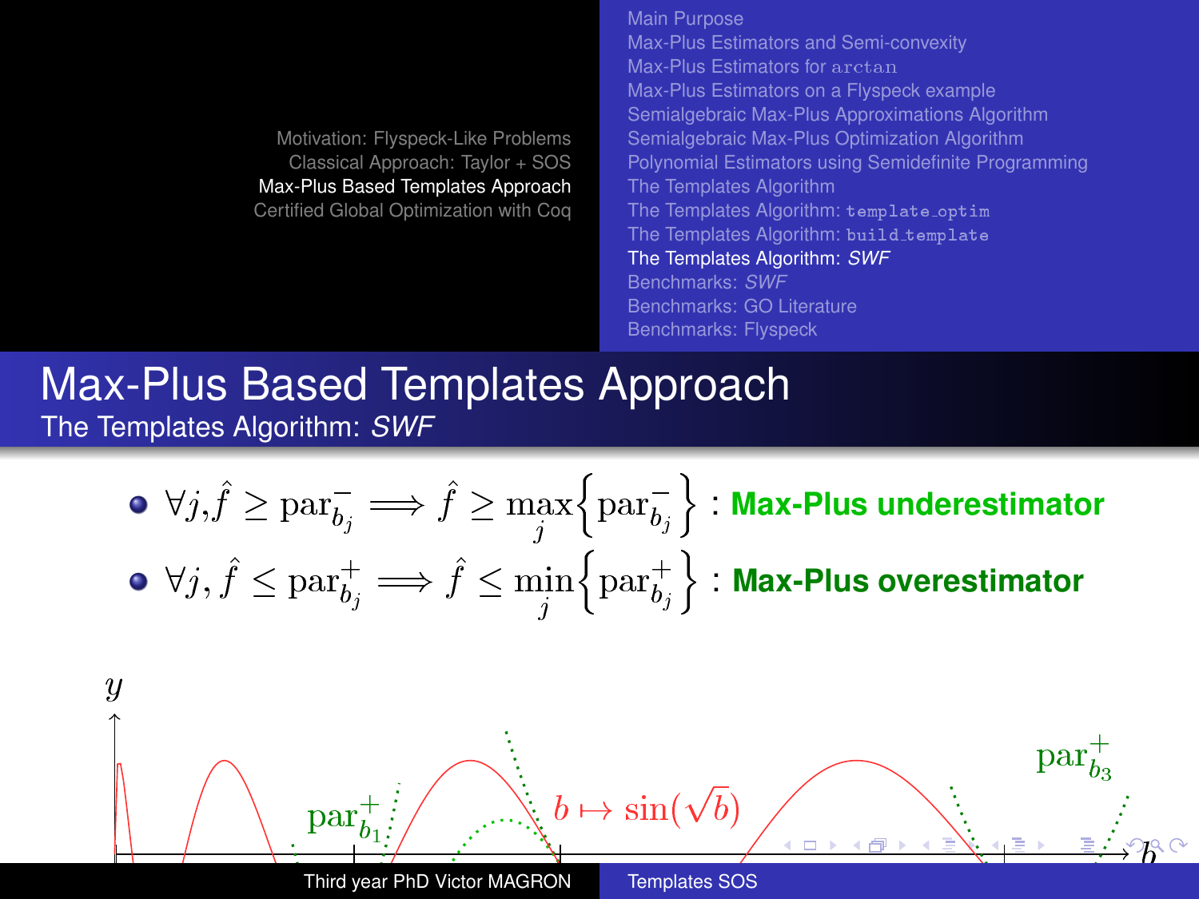# Max-Plus Based Templates Approach

## The Templates Algorithm: *SWF*

- $\forall j, \hat{f} \geq \text{par}^-_{b_j} \implies \hat{f} \geq \max_j \left\{ \text{par}^-_{b_j} \right\}$ : **Max-Plus underestimator**
- $\forall j, \hat{f} \leq \text{par}^+_{b_j} \implies \hat{f} \leq \min_j \left\{ \text{par}^+_{b_j} \right\}$ : **Max-Plus overestimator**

$y$

$\text{par}^+_{b_1}$  $b \mapsto \sin(\sqrt{b})$  $\text{par}^+_{b_3}$

$b$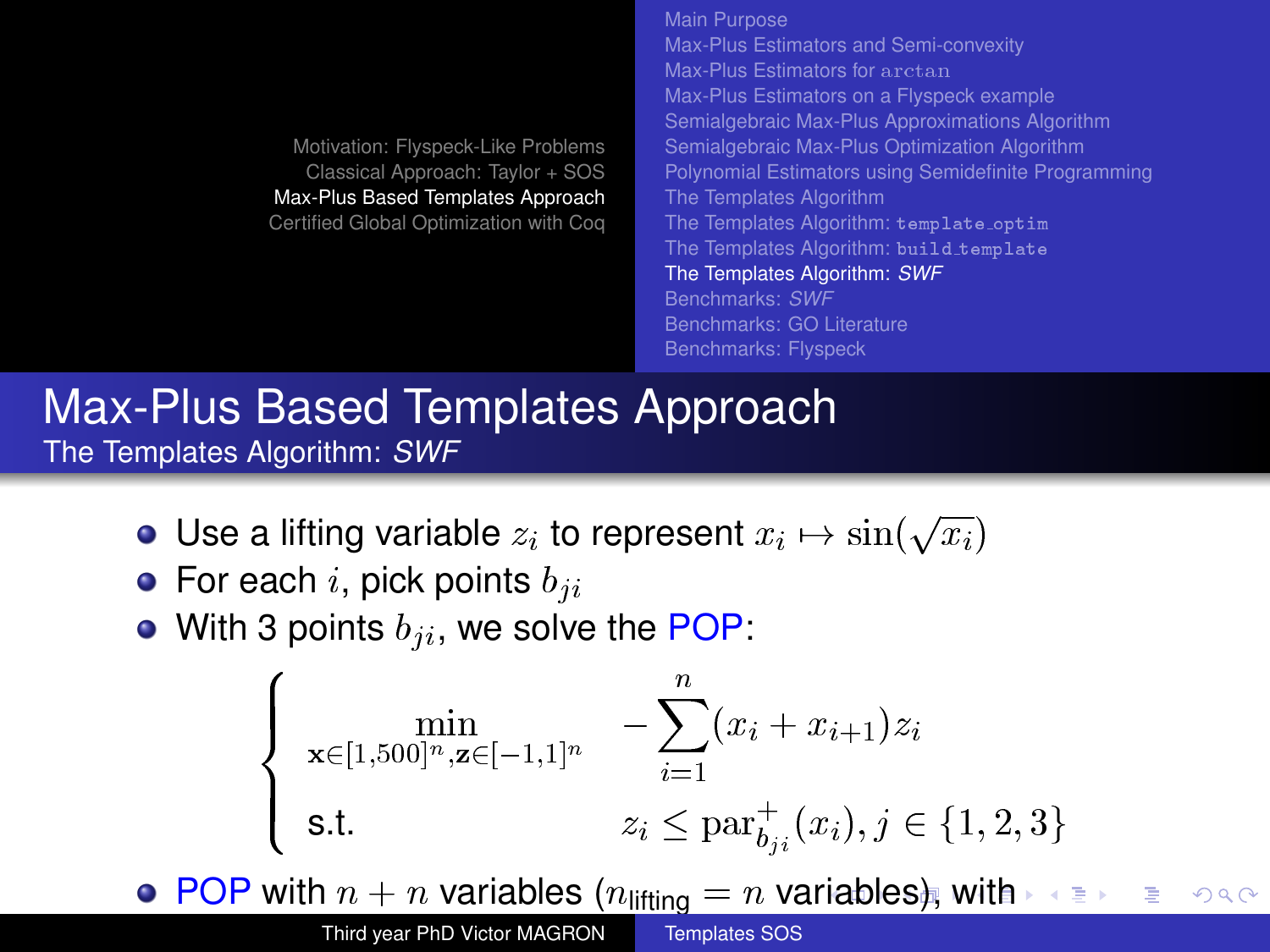## Max-Plus Based Templates Approach

### The Templates Algorithm: *SWF*

- Use a lifting variable $z_i$ to represent $x_i \mapsto \sin(\sqrt{x_i})$
- For each $i$, pick points $b_{ji}$
- With 3 points $b_{ji}$, we solve the POP:

$$
\begin{cases}
\min\limits_{\mathbf{x} \in [1,500]^n, \mathbf{z} \in [-1,1]^n} & -\sum\limits_{i=1}^{n} (x_i + x_{i+1}) z_i \\
\text{s.t.} & z_i \leq \mathrm{par}_{b_{ji}}^{+}(x_i), j \in \{1, 2, 3\}
\end{cases}
$$

- POP with $n + n$ variables ($n_{\text{lifting}} = n$ variables), with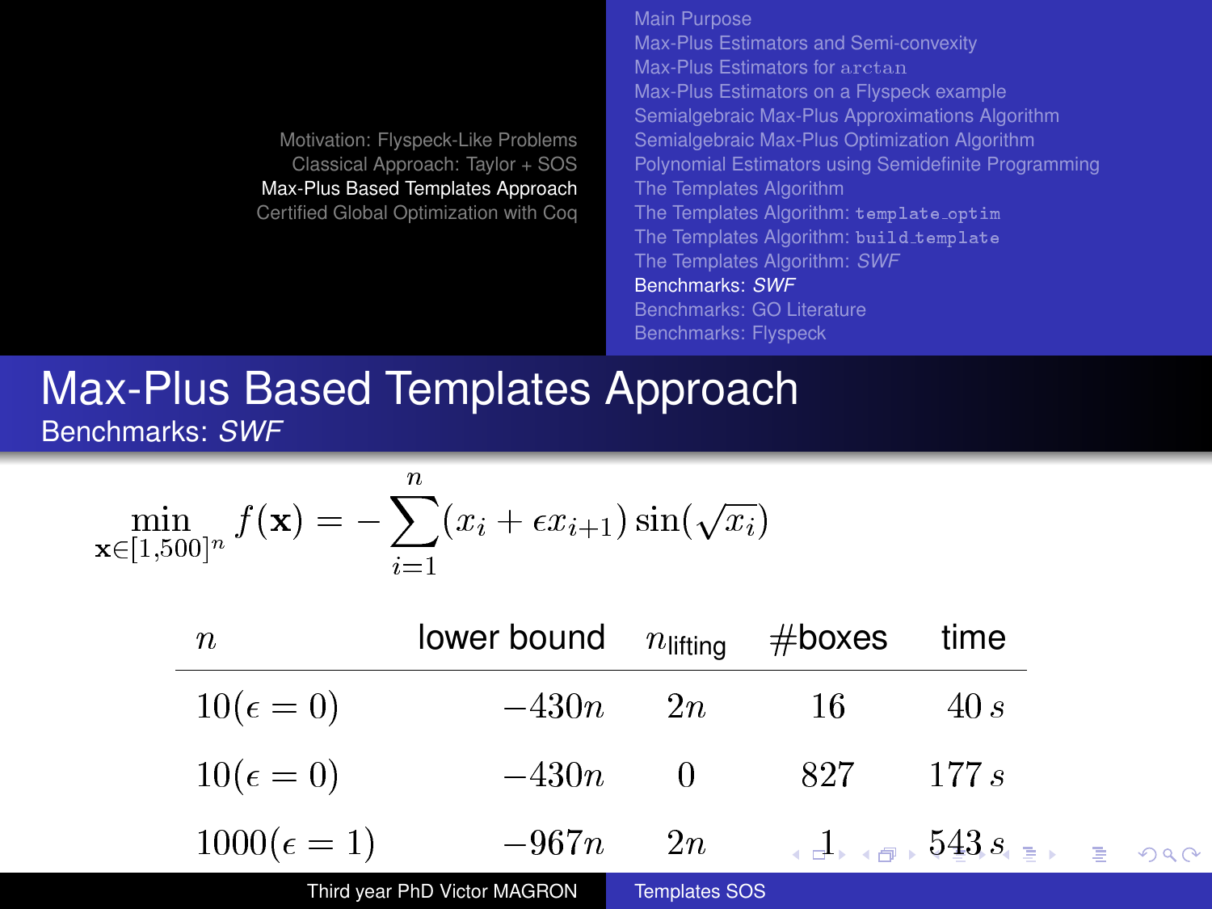## Max-Plus Based Templates Approach

### Benchmarks: *SWF*

$$\min_{\mathbf{x} \in [1,500]^n} f(\mathbf{x}) = -\sum_{i=1}^{n} (x_i + \epsilon x_{i+1}) \sin(\sqrt{x_i})$$

| $n$ | lower bound | $n_{\text{lifting}}$ | #boxes | time |
|---|---|---|---|---|
| $10 (\epsilon = 0)$ | $-430n$ | $2n$ | $16$ | $40\ s$ |
| $10 (\epsilon = 0)$ | $-430n$ | $0$ | $827$ | $177\ s$ |
| $1000 (\epsilon = 1)$ | $-967n$ | $2n$ | $1$ | $543\ s$ |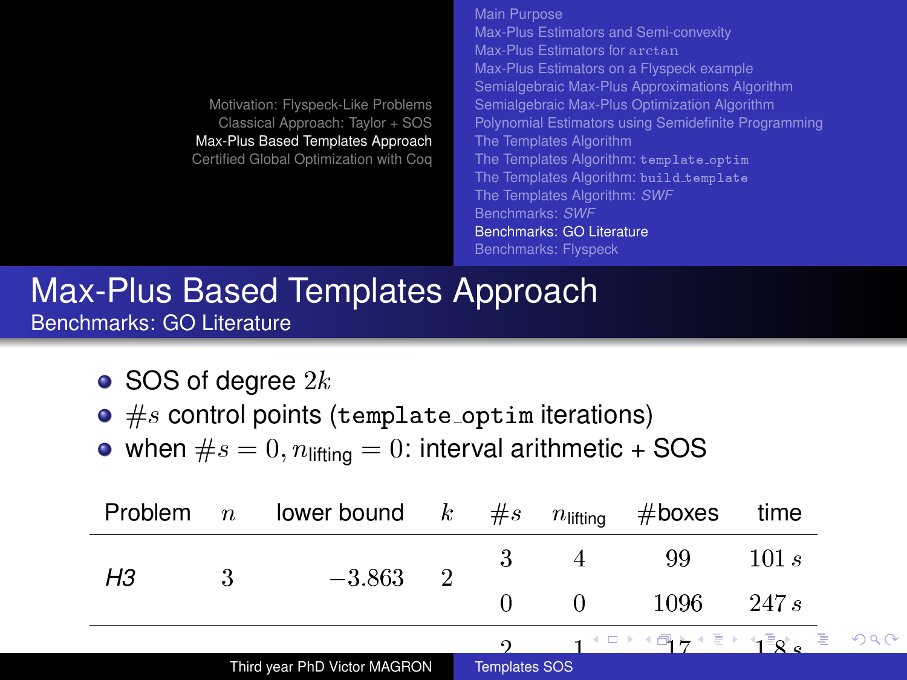# Max-Plus Based Templates Approach

## Benchmarks: GO Literature

- SOS of degree $2k$
- $\#s$ control points (`template_optim` iterations)
- when $\#s = 0, n_{\text{lifting}} = 0$: interval arithmetic + SOS

| Problem | $n$ | lower bound | $k$ | $\#s$ | $n_{\text{lifting}}$ | #boxes | time |
|---|---|---|---|---|---|---|---|
| *H3* | 3 | $-3.863$ | 2 | 3 | 4 | 99 | $101\ s$ |
| | | | | 0 | 0 | 1096 | $247\ s$ |
| | | | | 2 | 1 | 17 | $1.8\ s$ |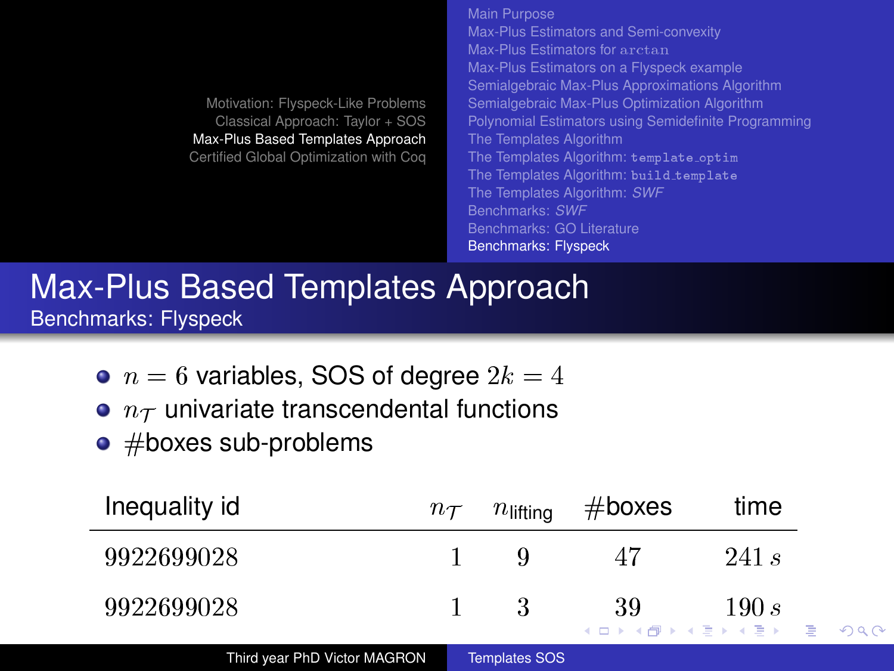# Max-Plus Based Templates Approach

## Benchmarks: Flyspeck

- $n = 6$ variables, SOS of degree $2k = 4$
- $n_{\mathcal{T}}$ univariate transcendental functions
- #boxes sub-problems

| Inequality id | $n_{\mathcal{T}}$ | $n_{\text{lifting}}$ | #boxes | time |
|---|---|---|---|---|
| 9922699028 | 1 | 9 | 47 | 241 $s$ |
| 9922699028 | 1 | 3 | 39 | 190 $s$ |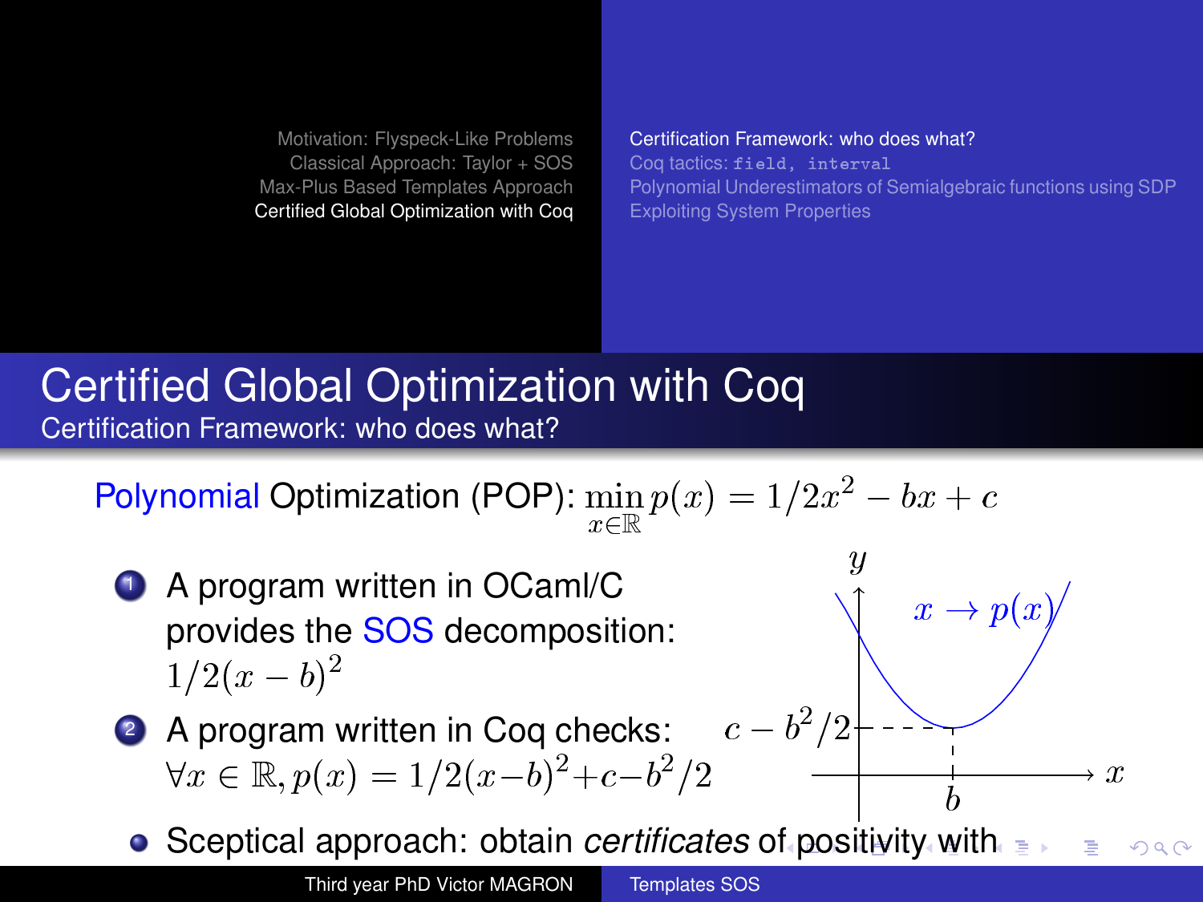# Certified Global Optimization with Coq

## Certification Framework: who does what?

Polynomial Optimization (POP): $\min_{x \in \mathbb{R}} p(x) = 1/2x^2 - bx + c$

1. A program written in OCaml/C provides the SOS decomposition: $1/2(x - b)^2$
2. A program written in Coq checks: $\forall x \in \mathbb{R}, p(x) = 1/2(x-b)^2 + c - b^2/2$

- Sceptical approach: obtain *certificates* of positivity with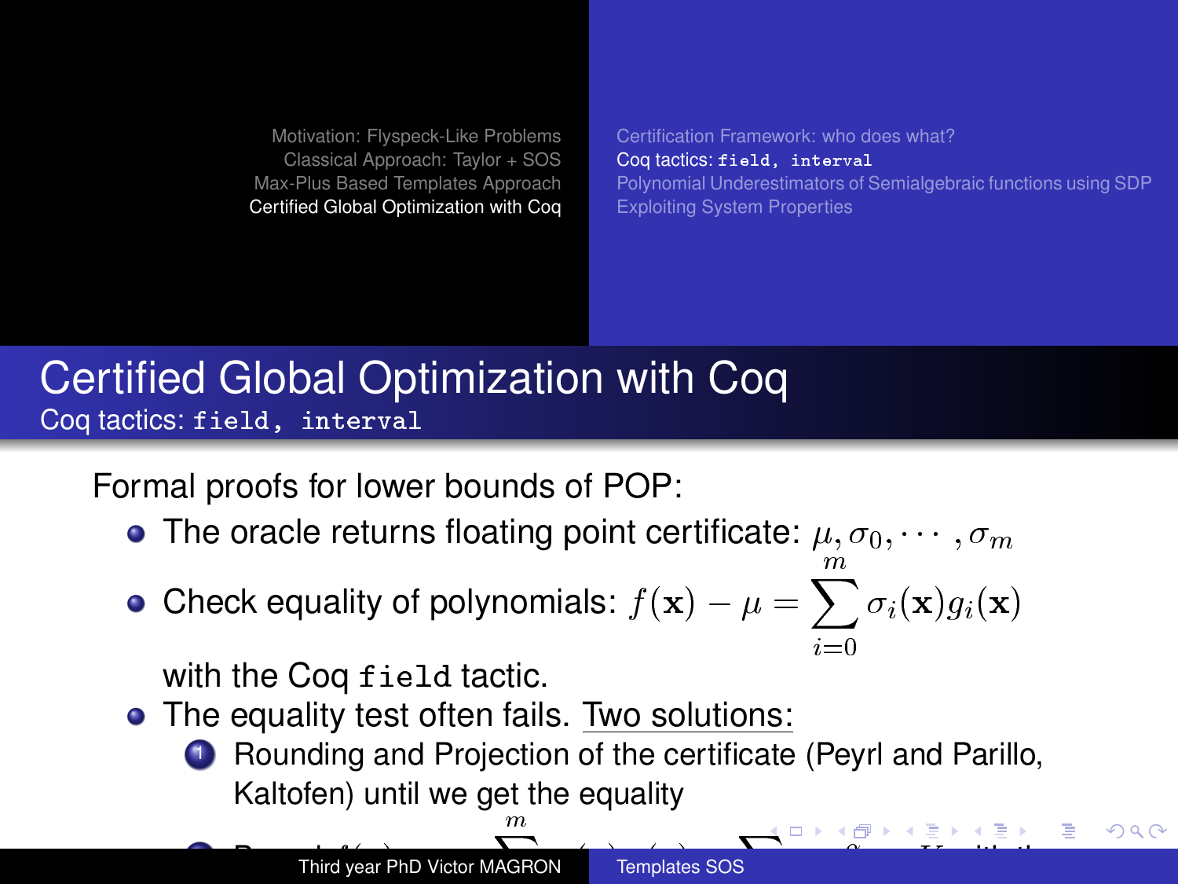# Certified Global Optimization with Coq

## Coq tactics: `field, interval`

Formal proofs for lower bounds of POP:

- The oracle returns floating point certificate: $\mu, \sigma_0, \cdots, \sigma_m$
- Check equality of polynomials: $f(\mathbf{x}) - \mu = \sum_{i=0}^{m} \sigma_i(\mathbf{x}) g_i(\mathbf{x})$

  with the Coq `field` tactic.
- The equality test often fails. Two solutions:
  1. Rounding and Projection of the certificate (Peyrl and Parillo, Kaltofen) until we get the equality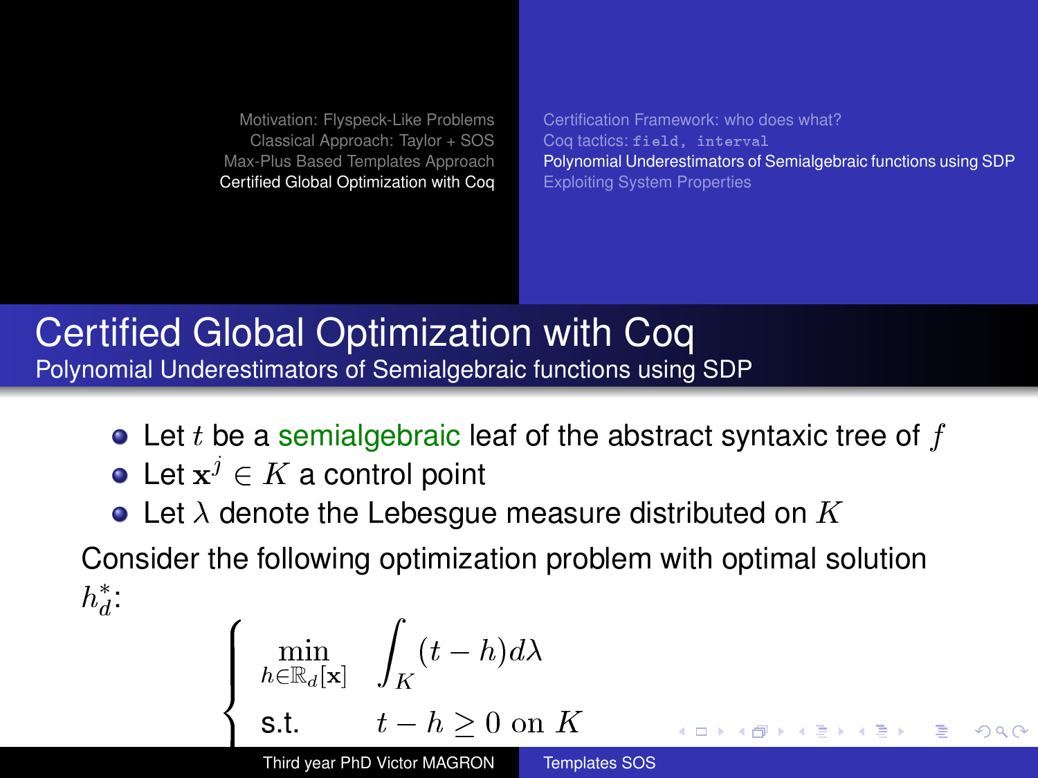# Certified Global Optimization with Coq

## Polynomial Underestimators of Semialgebraic functions using SDP

- Let $t$ be a semialgebraic leaf of the abstract syntaxic tree of $f$
- Let $\mathbf{x}^j \in K$ a control point
- Let $\lambda$ denote the Lebesgue measure distributed on $K$

Consider the following optimization problem with optimal solution $h_d^*$:

$$
\begin{cases}
\min\limits_{h \in \mathbb{R}_d[\mathbf{x}]} & \displaystyle\int_K (t - h) d\lambda \\
\text{s.t.} & t - h \geq 0 \text{ on } K
\end{cases}
$$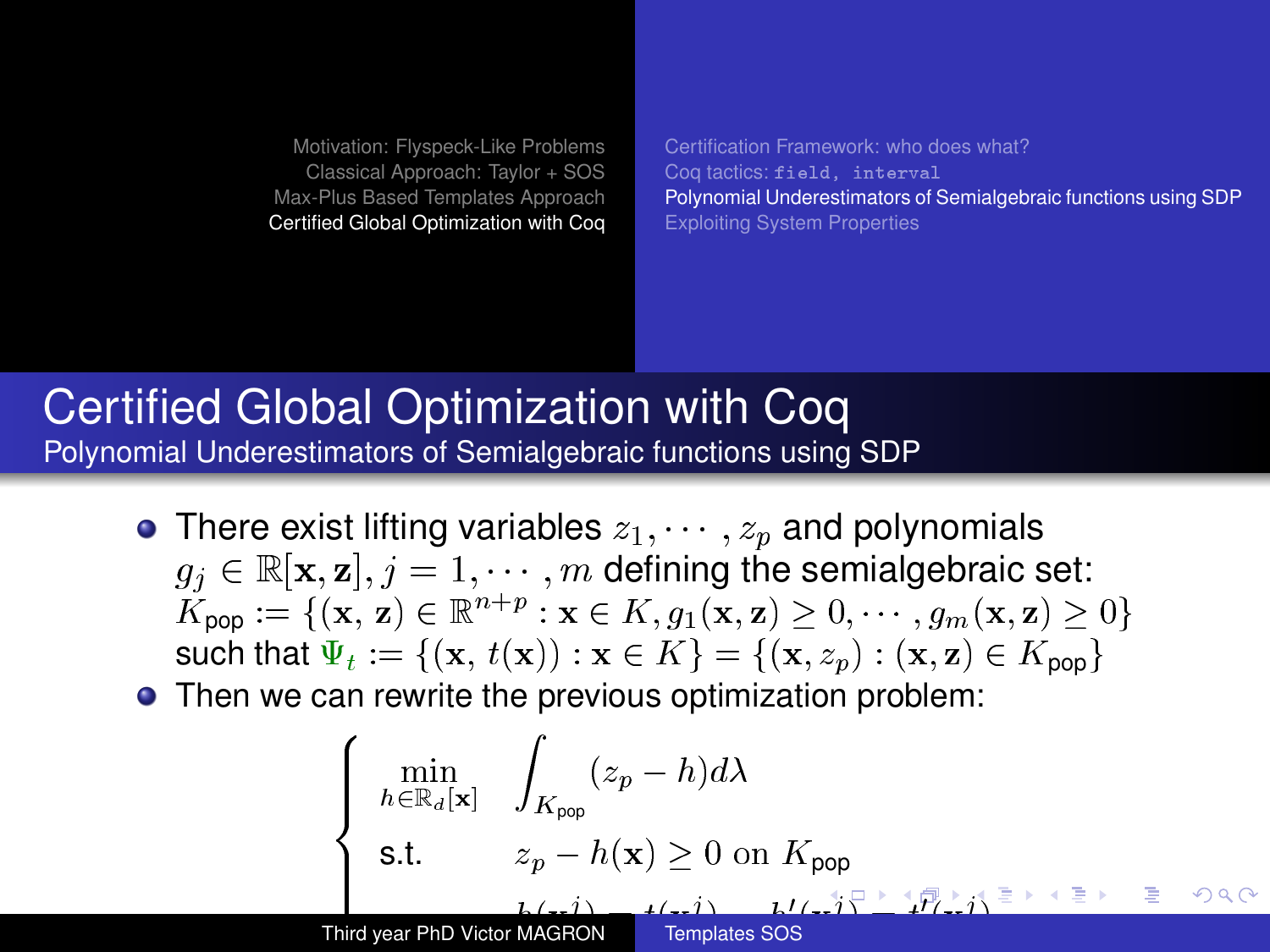## Certified Global Optimization with Coq

### Polynomial Underestimators of Semialgebraic functions using SDP

- There exist lifting variables $z_1, \cdots, z_p$ and polynomials $g_j \in \mathbb{R}[\mathbf{x}, \mathbf{z}], j = 1, \cdots, m$ defining the semialgebraic set: $K_{\text{pop}} := \{(\mathbf{x}, \mathbf{z}) \in \mathbb{R}^{n+p} : \mathbf{x} \in K, g_1(\mathbf{x}, \mathbf{z}) \geq 0, \cdots, g_m(\mathbf{x}, \mathbf{z}) \geq 0\}$ such that $\Psi_t := \{(\mathbf{x}, t(\mathbf{x})) : \mathbf{x} \in K\} = \{(\mathbf{x}, z_p) : (\mathbf{x}, \mathbf{z}) \in K_{\text{pop}}\}$
- Then we can rewrite the previous optimization problem:

$$
\begin{cases}
\min\limits_{h \in \mathbb{R}_d[\mathbf{x}]} & \displaystyle\int_{K_{\text{pop}}} (z_p - h) d\lambda \\
\text{s.t.} & z_p - h(\mathbf{x}) \geq 0 \text{ on } K_{\text{pop}} \\
& h(x^j) = t(x^j), \quad h'(x^j) = t'(x^j)
\end{cases}
$$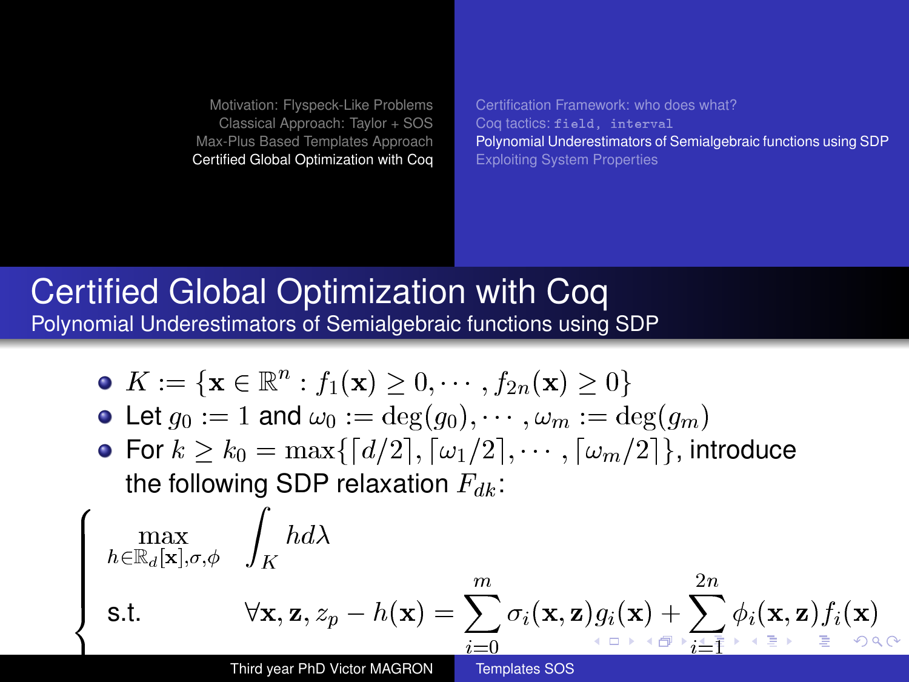## Certified Global Optimization with Coq

### Polynomial Underestimators of Semialgebraic functions using SDP

- $K := \{\mathbf{x} \in \mathbb{R}^n : f_1(\mathbf{x}) \geq 0, \cdots, f_{2n}(\mathbf{x}) \geq 0\}$
- Let $g_0 := 1$ and $\omega_0 := \deg(g_0), \cdots, \omega_m := \deg(g_m)$
- For $k \geq k_0 = \max\{\lceil d/2 \rceil, \lceil \omega_1/2 \rceil, \cdots, \lceil \omega_m/2 \rceil\}$, introduce the following SDP relaxation $F_{dk}$:

$$
\begin{cases}
\max\limits_{h \in \mathbb{R}_d[\mathbf{x}], \sigma, \phi} & \displaystyle\int_K h d\lambda \\
\text{s.t.} & \forall \mathbf{x}, \mathbf{z}, z_p - h(\mathbf{x}) = \displaystyle\sum_{i=0}^{m} \sigma_i(\mathbf{x}, \mathbf{z}) g_i(\mathbf{x}) + \sum_{i=1}^{2n} \phi_i(\mathbf{x}, \mathbf{z}) f_i(\mathbf{x})
\end{cases}
$$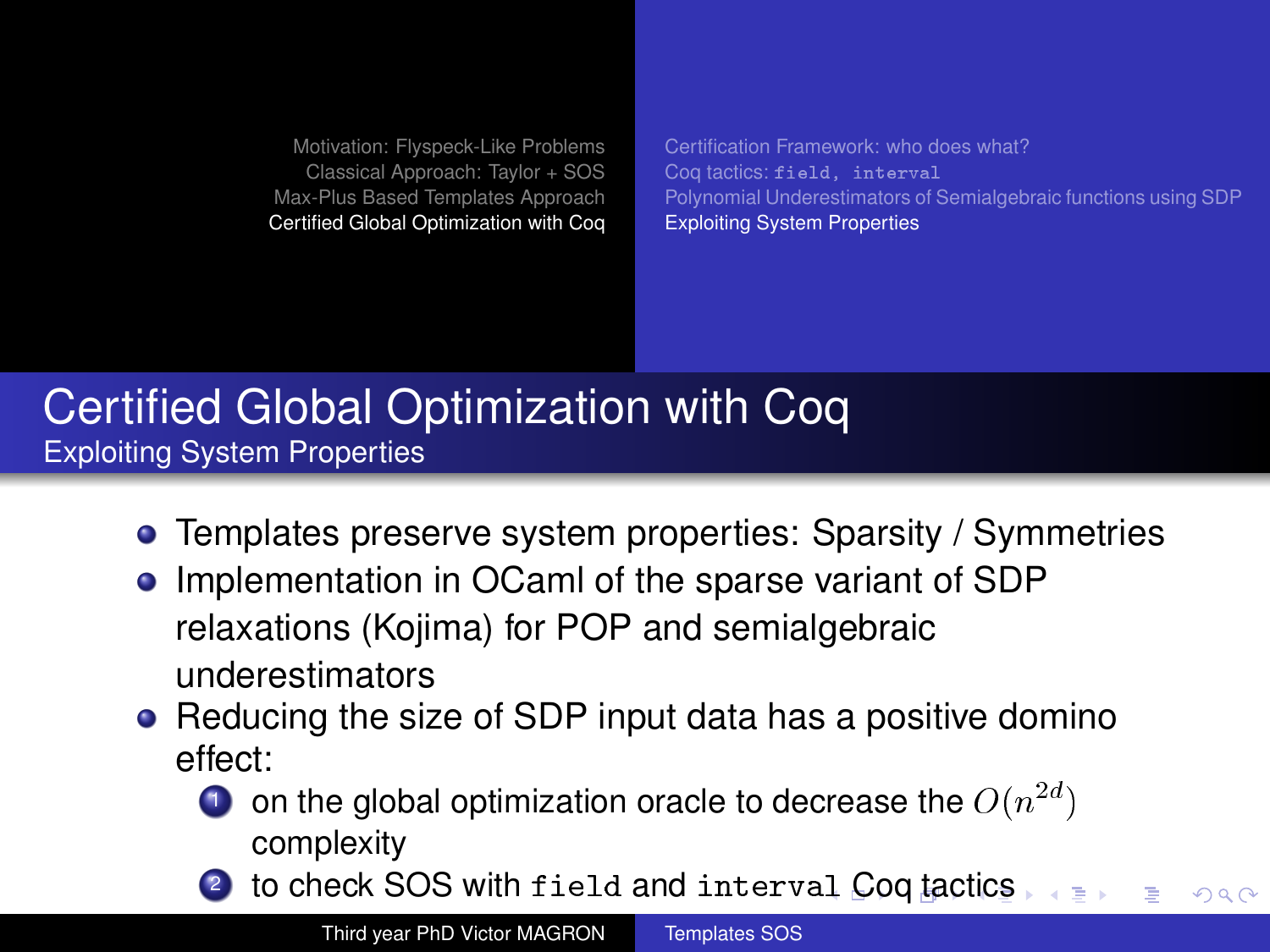# Certified Global Optimization with Coq

## Exploiting System Properties

- Templates preserve system properties: Sparsity / Symmetries
- Implementation in OCaml of the sparse variant of SDP relaxations (Kojima) for POP and semialgebraic underestimators
- Reducing the size of SDP input data has a positive domino effect:
  1. on the global optimization oracle to decrease the $O(n^{2d})$ complexity
  2. to check SOS with `field` and `interval` Coq tactics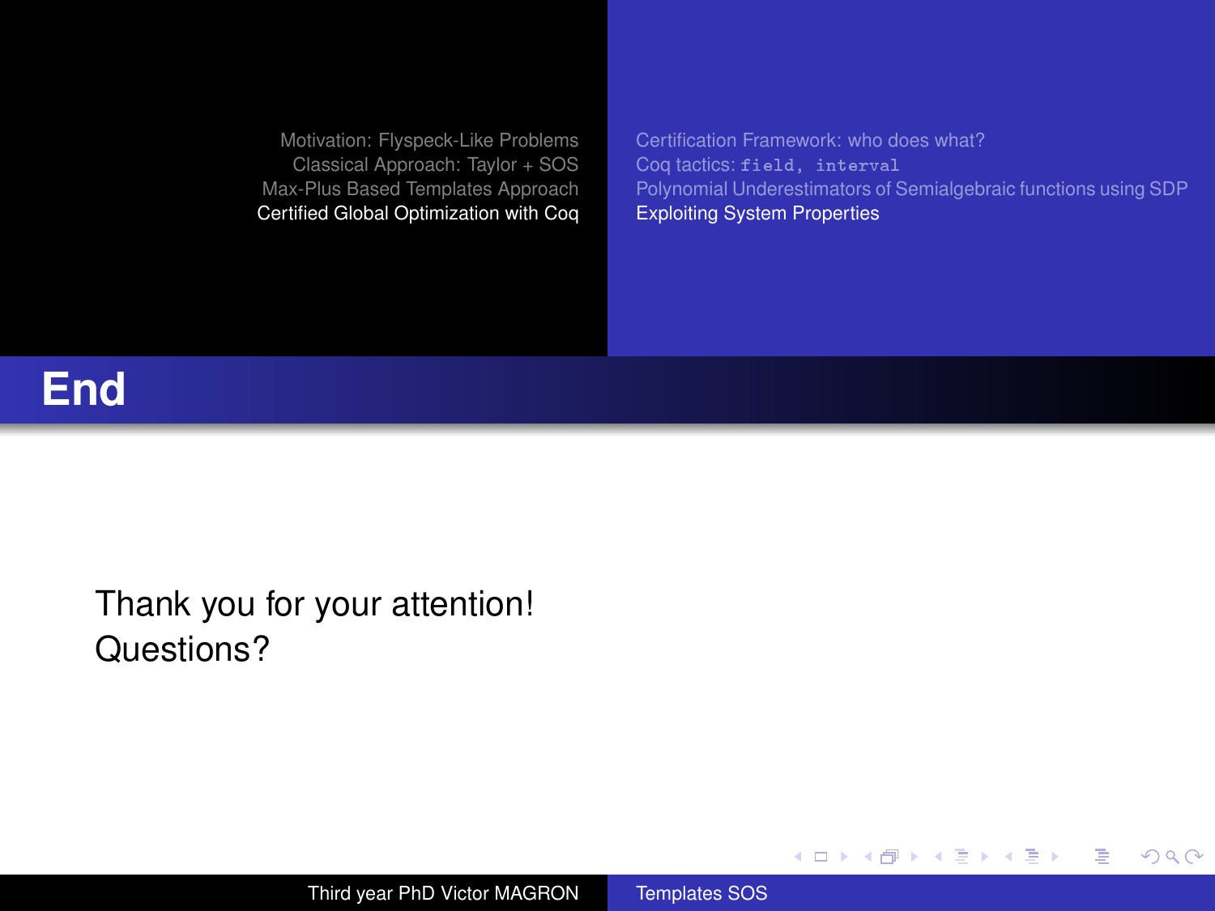Motivation: Flyspeck-Like Problems
Classical Approach: Taylor + SOS
Max-Plus Based Templates Approach
Certified Global Optimization with Coq

Certification Framework: who does what?
Coq tactics: `field`, `interval`
Polynomial Underestimators of Semialgebraic functions using SDP
Exploiting System Properties

# End

Thank you for your attention!
Questions?